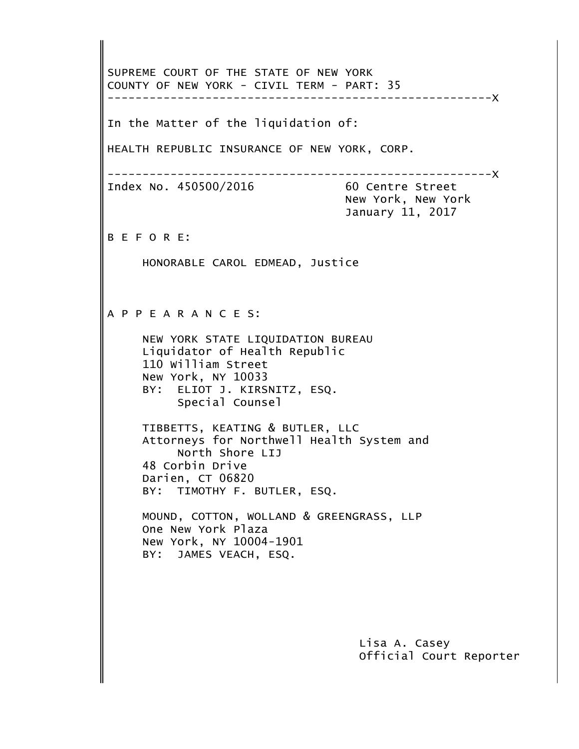SUPREME COURT OF THE STATE OF NEW YORK
COUNTY OF NEW YORK - CIVIL TERM - PART: 35

---

In the Matter of the liquidation of:

HEALTH REPUBLIC INSURANCE OF NEW YORK, CORP.

---

Index No. 450500/2016

60 Centre Street
New York, New York
January 11, 2017

B E F O R E:

HONORABLE CAROL EDMEAD, Justice

A P P E A R A N C E S:

NEW YORK STATE LIQUIDATION BUREAU
Liquidator of Health Republic
110 William Street
New York, NY 10033
BY: ELIOT J. KIRSNITZ, ESQ.
Special Counsel

TIBBETTS, KEATING & BUTLER, LLC
Attorneys for Northwell Health System and
North Shore LIJ
48 Corbin Drive
Darien, CT 06820
BY: TIMOTHY F. BUTLER, ESQ.

MOUND, COTTON, WOLLAND & GREENGRASS, LLP
One New York Plaza
New York, NY 10004-1901
BY: JAMES VEACH, ESQ.

Lisa A. Casey
Official Court Reporter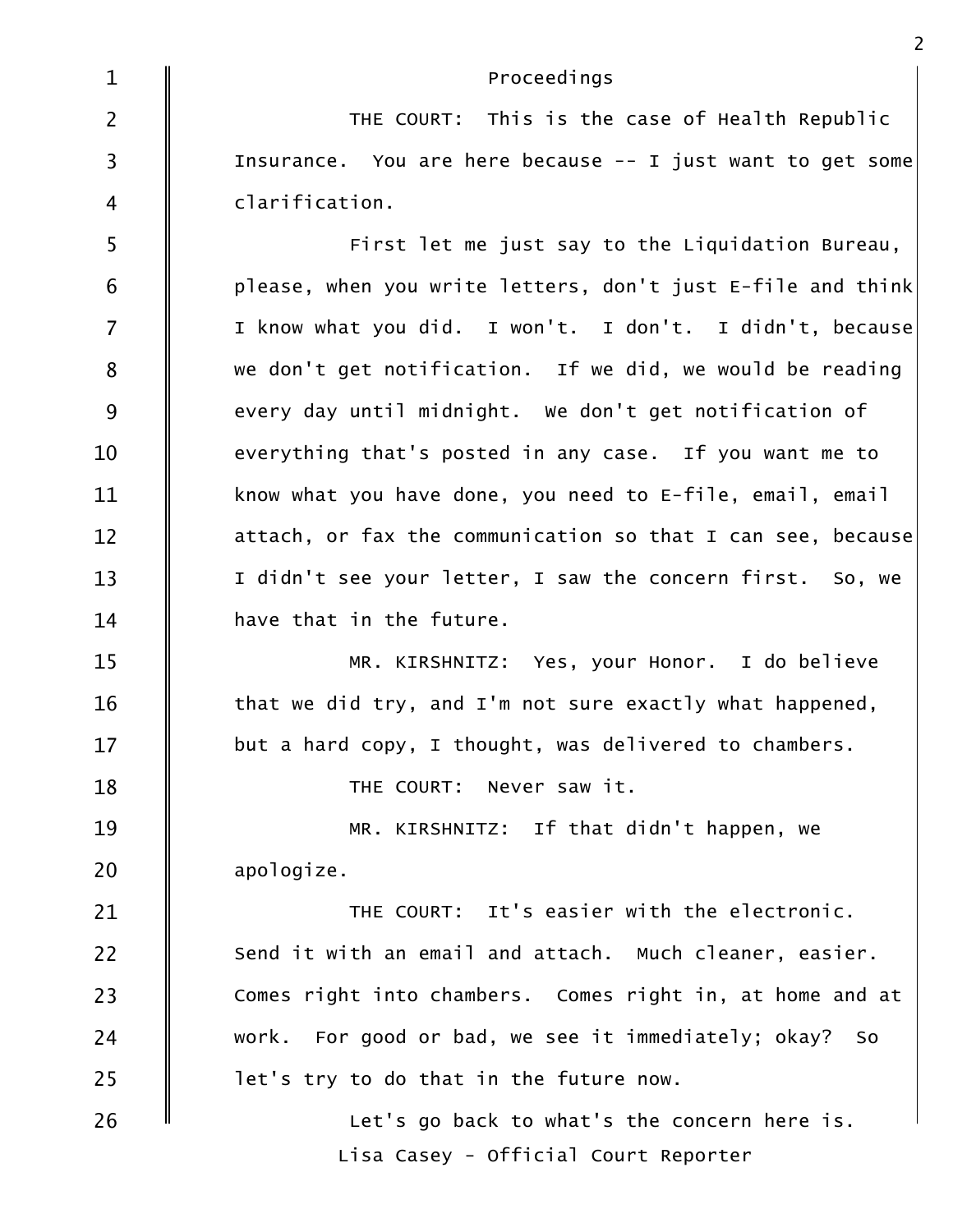Proceedings

THE COURT: This is the case of Health Republic Insurance. You are here because -- I just want to get some clarification.

First let me just say to the Liquidation Bureau, please, when you write letters, don't just E-file and think I know what you did. I won't. I don't. I didn't, because we don't get notification. If we did, we would be reading every day until midnight. We don't get notification of everything that's posted in any case. If you want me to know what you have done, you need to E-file, email, email attach, or fax the communication so that I can see, because I didn't see your letter, I saw the concern first. So, we have that in the future.

MR. KIRSHNITZ: Yes, your Honor. I do believe that we did try, and I'm not sure exactly what happened, but a hard copy, I thought, was delivered to chambers.

THE COURT: Never saw it.

MR. KIRSHNITZ: If that didn't happen, we apologize.

THE COURT: It's easier with the electronic. Send it with an email and attach. Much cleaner, easier. Comes right into chambers. Comes right in, at home and at work. For good or bad, we see it immediately; okay? So let's try to do that in the future now.

Let's go back to what's the concern here is.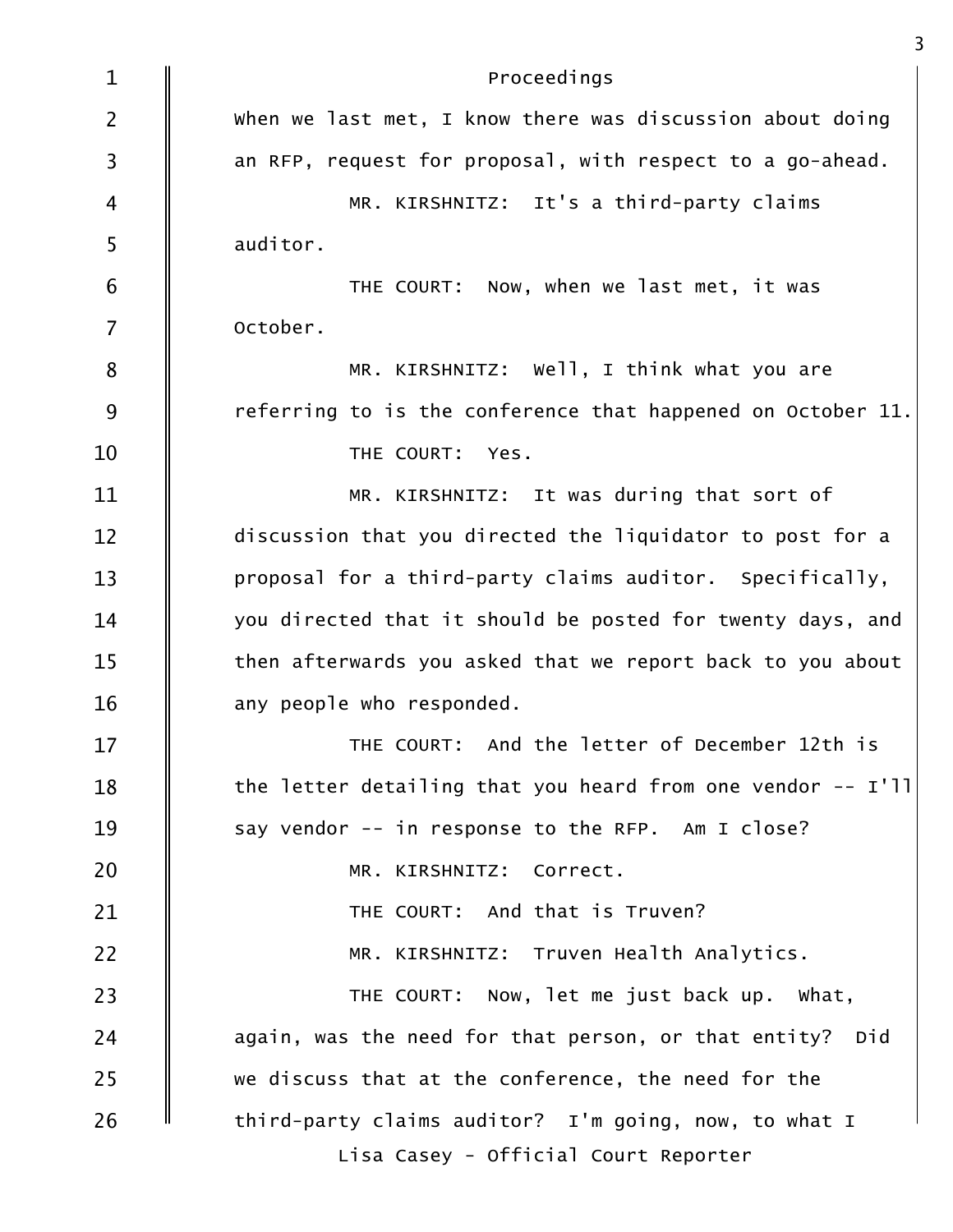Proceedings

When we last met, I know there was discussion about doing an RFP, request for proposal, with respect to a go-ahead.

MR. KIRSHNITZ: It's a third-party claims auditor.

THE COURT: Now, when we last met, it was October.

MR. KIRSHNITZ: Well, I think what you are referring to is the conference that happened on October 11.

THE COURT: Yes.

MR. KIRSHNITZ: It was during that sort of discussion that you directed the liquidator to post for a proposal for a third-party claims auditor. Specifically, you directed that it should be posted for twenty days, and then afterwards you asked that we report back to you about any people who responded.

THE COURT: And the letter of December 12th is the letter detailing that you heard from one vendor -- I'll say vendor -- in response to the RFP. Am I close?

MR. KIRSHNITZ: Correct.

THE COURT: And that is Truven?

MR. KIRSHNITZ: Truven Health Analytics.

THE COURT: Now, let me just back up. What, again, was the need for that person, or that entity? Did we discuss that at the conference, the need for the third-party claims auditor? I'm going, now, to what I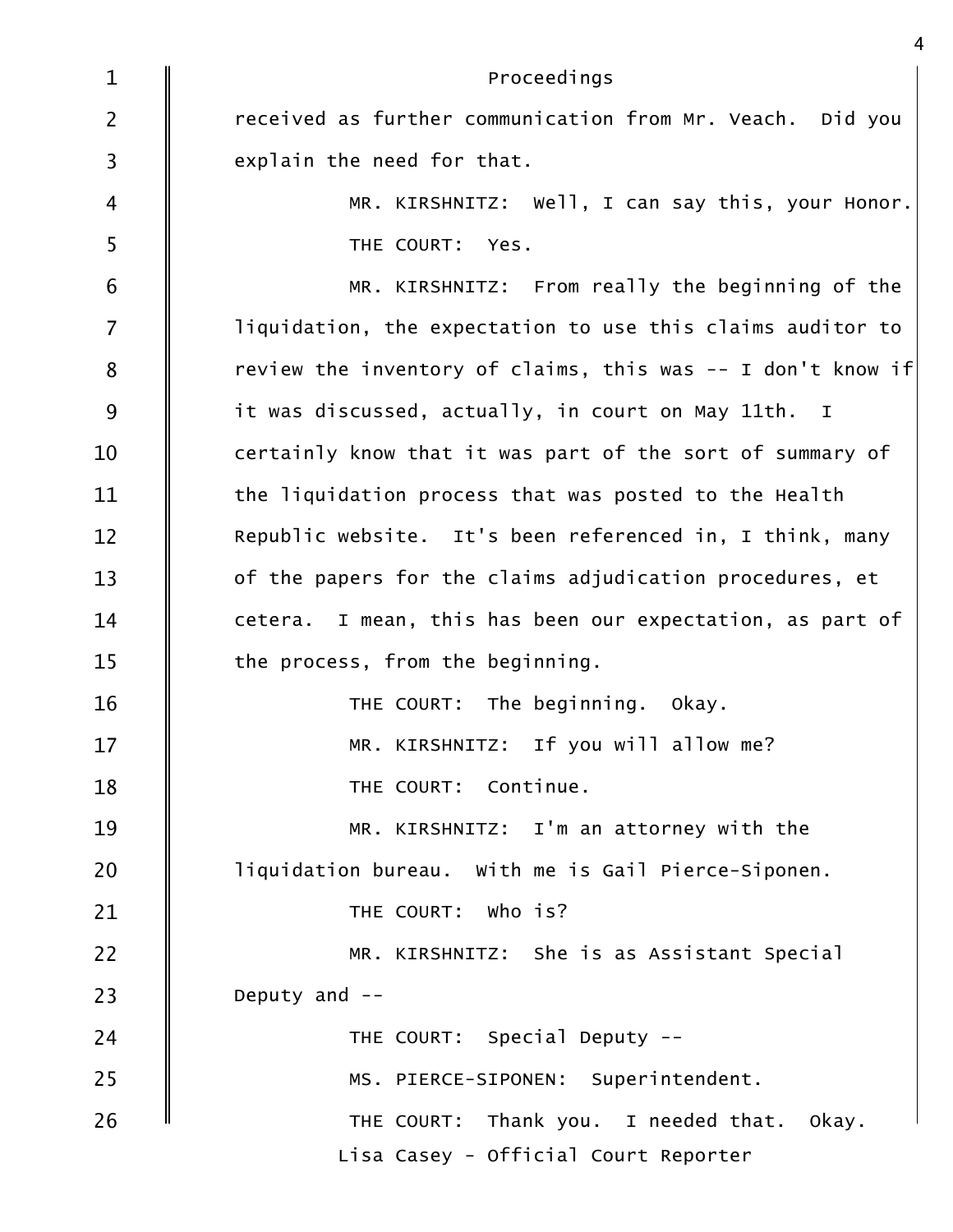Proceedings

received as further communication from Mr. Veach. Did you explain the need for that.

MR. KIRSHNITZ: Well, I can say this, your Honor.

THE COURT: Yes.

MR. KIRSHNITZ: From really the beginning of the liquidation, the expectation to use this claims auditor to review the inventory of claims, this was -- I don't know if it was discussed, actually, in court on May 11th. I certainly know that it was part of the sort of summary of the liquidation process that was posted to the Health Republic website. It's been referenced in, I think, many of the papers for the claims adjudication procedures, et cetera. I mean, this has been our expectation, as part of the process, from the beginning.

THE COURT: The beginning. Okay.

MR. KIRSHNITZ: If you will allow me?

THE COURT: Continue.

MR. KIRSHNITZ: I'm an attorney with the liquidation bureau. With me is Gail Pierce-Siponen.

THE COURT: Who is?

MR. KIRSHNITZ: She is as Assistant Special Deputy and --

THE COURT: Special Deputy --

MS. PIERCE-SIPONEN: Superintendent.

THE COURT: Thank you. I needed that. Okay.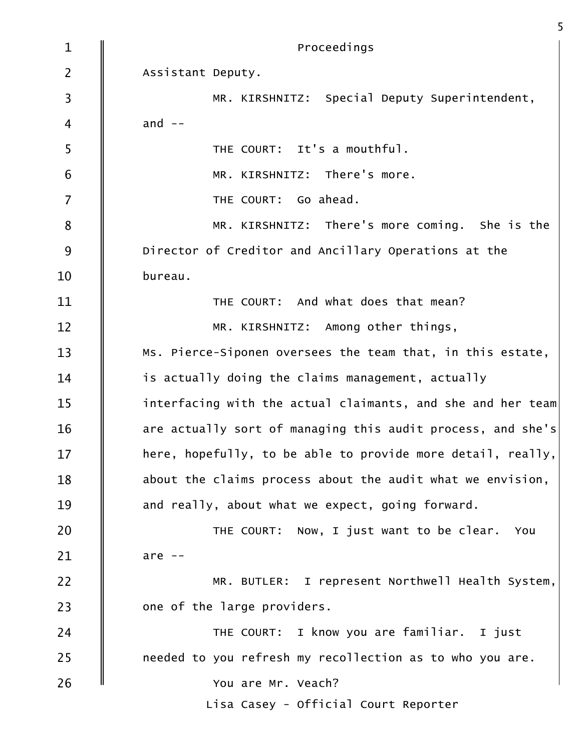Proceedings

Assistant Deputy.

MR. KIRSHNITZ: Special Deputy Superintendent, and --

THE COURT: It's a mouthful.

MR. KIRSHNITZ: There's more.

THE COURT: Go ahead.

MR. KIRSHNITZ: There's more coming. She is the Director of Creditor and Ancillary Operations at the bureau.

THE COURT: And what does that mean?

MR. KIRSHNITZ: Among other things, Ms. Pierce-Siponen oversees the team that, in this estate, is actually doing the claims management, actually interfacing with the actual claimants, and she and her team are actually sort of managing this audit process, and she's here, hopefully, to be able to provide more detail, really, about the claims process about the audit what we envision, and really, about what we expect, going forward.

THE COURT: Now, I just want to be clear. You are --

MR. BUTLER: I represent Northwell Health System, one of the large providers.

THE COURT: I know you are familiar. I just needed to you refresh my recollection as to who you are.

You are Mr. Veach?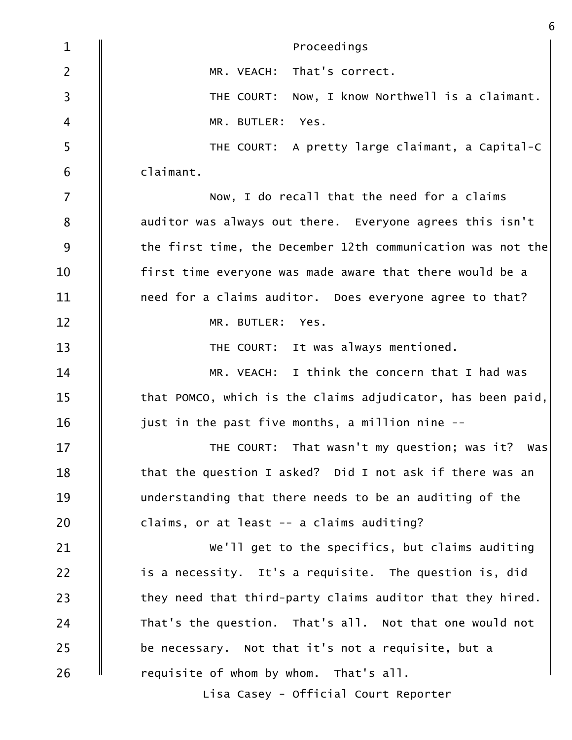Proceedings

MR. VEACH: That's correct.

THE COURT: Now, I know Northwell is a claimant.

MR. BUTLER: Yes.

THE COURT: A pretty large claimant, a Capital-C claimant.

Now, I do recall that the need for a claims auditor was always out there. Everyone agrees this isn't the first time, the December 12th communication was not the first time everyone was made aware that there would be a need for a claims auditor. Does everyone agree to that?

MR. BUTLER: Yes.

THE COURT: It was always mentioned.

MR. VEACH: I think the concern that I had was that POMCO, which is the claims adjudicator, has been paid, just in the past five months, a million nine --

THE COURT: That wasn't my question; was it? Was that the question I asked? Did I not ask if there was an understanding that there needs to be an auditing of the claims, or at least -- a claims auditing?

We'll get to the specifics, but claims auditing is a necessity. It's a requisite. The question is, did they need that third-party claims auditor that they hired. That's the question. That's all. Not that one would not be necessary. Not that it's not a requisite, but a requisite of whom by whom. That's all.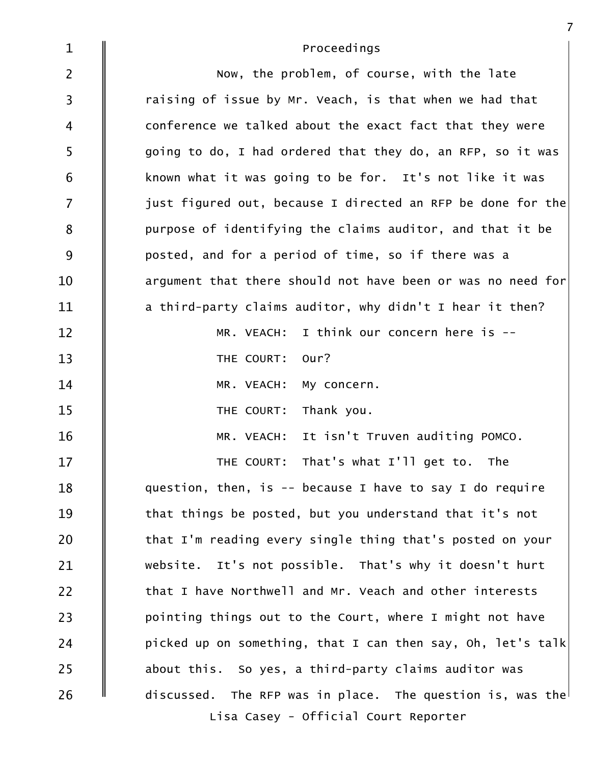Proceedings

Now, the problem, of course, with the late raising of issue by Mr. Veach, is that when we had that conference we talked about the exact fact that they were going to do, I had ordered that they do, an RFP, so it was known what it was going to be for. It's not like it was just figured out, because I directed an RFP be done for the purpose of identifying the claims auditor, and that it be posted, and for a period of time, so if there was a argument that there should not have been or was no need for a third-party claims auditor, why didn't I hear it then?

MR. VEACH: I think our concern here is --

THE COURT: Our?

MR. VEACH: My concern.

THE COURT: Thank you.

MR. VEACH: It isn't Truven auditing POMCO.

THE COURT: That's what I'll get to. The question, then, is -- because I have to say I do require that things be posted, but you understand that it's not that I'm reading every single thing that's posted on your website. It's not possible. That's why it doesn't hurt that I have Northwell and Mr. Veach and other interests pointing things out to the Court, where I might not have picked up on something, that I can then say, Oh, let's talk about this. So yes, a third-party claims auditor was discussed. The RFP was in place. The question is, was the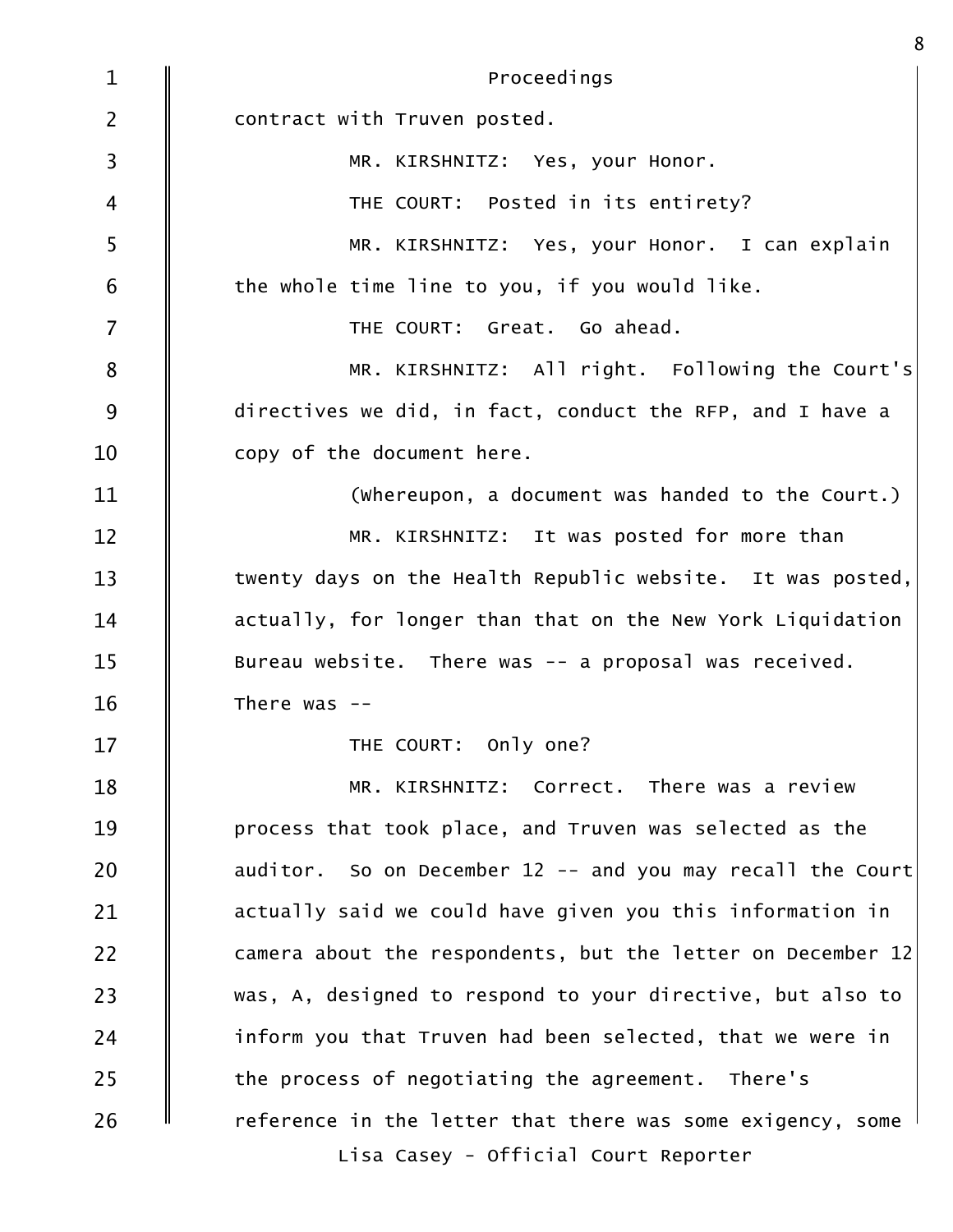Proceedings

contract with Truven posted.

MR. KIRSHNITZ: Yes, your Honor.

THE COURT: Posted in its entirety?

MR. KIRSHNITZ: Yes, your Honor. I can explain the whole time line to you, if you would like.

THE COURT: Great. Go ahead.

MR. KIRSHNITZ: All right. Following the Court's directives we did, in fact, conduct the RFP, and I have a copy of the document here.

(Whereupon, a document was handed to the Court.)

MR. KIRSHNITZ: It was posted for more than twenty days on the Health Republic website. It was posted, actually, for longer than that on the New York Liquidation Bureau website. There was -- a proposal was received. There was --

THE COURT: Only one?

MR. KIRSHNITZ: Correct. There was a review process that took place, and Truven was selected as the auditor. So on December 12 -- and you may recall the Court actually said we could have given you this information in camera about the respondents, but the letter on December 12 was, A, designed to respond to your directive, but also to inform you that Truven had been selected, that we were in the process of negotiating the agreement. There's reference in the letter that there was some exigency, some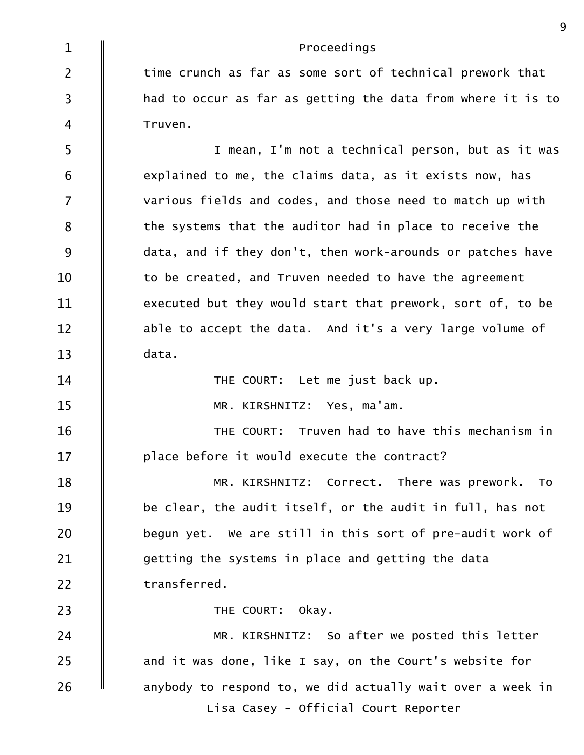Proceedings

time crunch as far as some sort of technical prework that had to occur as far as getting the data from where it is to Truven.

I mean, I'm not a technical person, but as it was explained to me, the claims data, as it exists now, has various fields and codes, and those need to match up with the systems that the auditor had in place to receive the data, and if they don't, then work-arounds or patches have to be created, and Truven needed to have the agreement executed but they would start that prework, sort of, to be able to accept the data. And it's a very large volume of data.

THE COURT: Let me just back up.

MR. KIRSHNITZ: Yes, ma'am.

THE COURT: Truven had to have this mechanism in place before it would execute the contract?

MR. KIRSHNITZ: Correct. There was prework. To be clear, the audit itself, or the audit in full, has not begun yet. We are still in this sort of pre-audit work of getting the systems in place and getting the data transferred.

THE COURT: Okay.

MR. KIRSHNITZ: So after we posted this letter and it was done, like I say, on the Court's website for anybody to respond to, we did actually wait over a week in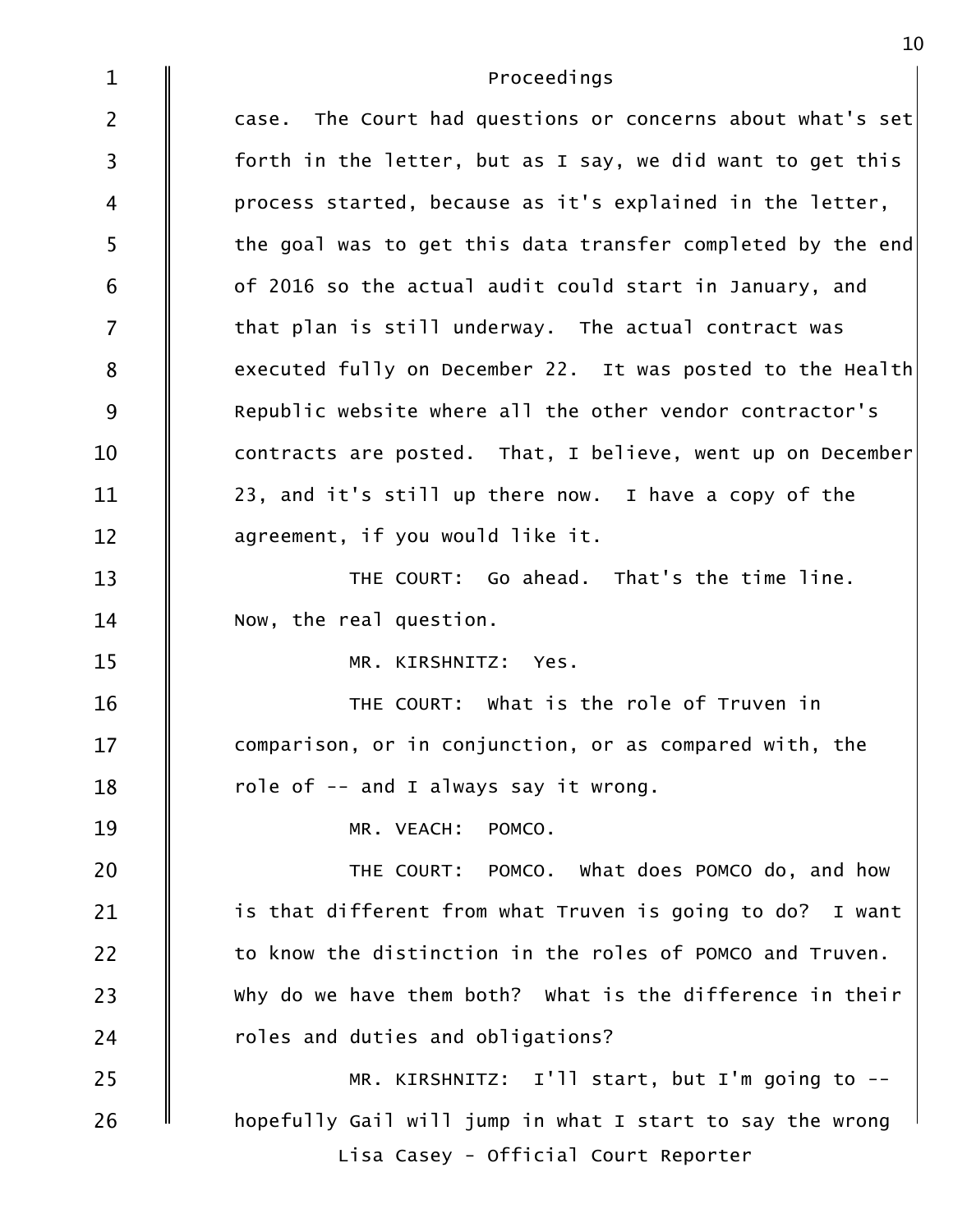Proceedings

case. The Court had questions or concerns about what's set forth in the letter, but as I say, we did want to get this process started, because as it's explained in the letter, the goal was to get this data transfer completed by the end of 2016 so the actual audit could start in January, and that plan is still underway. The actual contract was executed fully on December 22. It was posted to the Health Republic website where all the other vendor contractor's contracts are posted. That, I believe, went up on December 23, and it's still up there now. I have a copy of the agreement, if you would like it.

THE COURT: Go ahead. That's the time line. Now, the real question.

MR. KIRSHNITZ: Yes.

THE COURT: What is the role of Truven in comparison, or in conjunction, or as compared with, the role of -- and I always say it wrong.

MR. VEACH: POMCO.

THE COURT: POMCO. What does POMCO do, and how is that different from what Truven is going to do? I want to know the distinction in the roles of POMCO and Truven. Why do we have them both? What is the difference in their roles and duties and obligations?

MR. KIRSHNITZ: I'll start, but I'm going to -- hopefully Gail will jump in what I start to say the wrong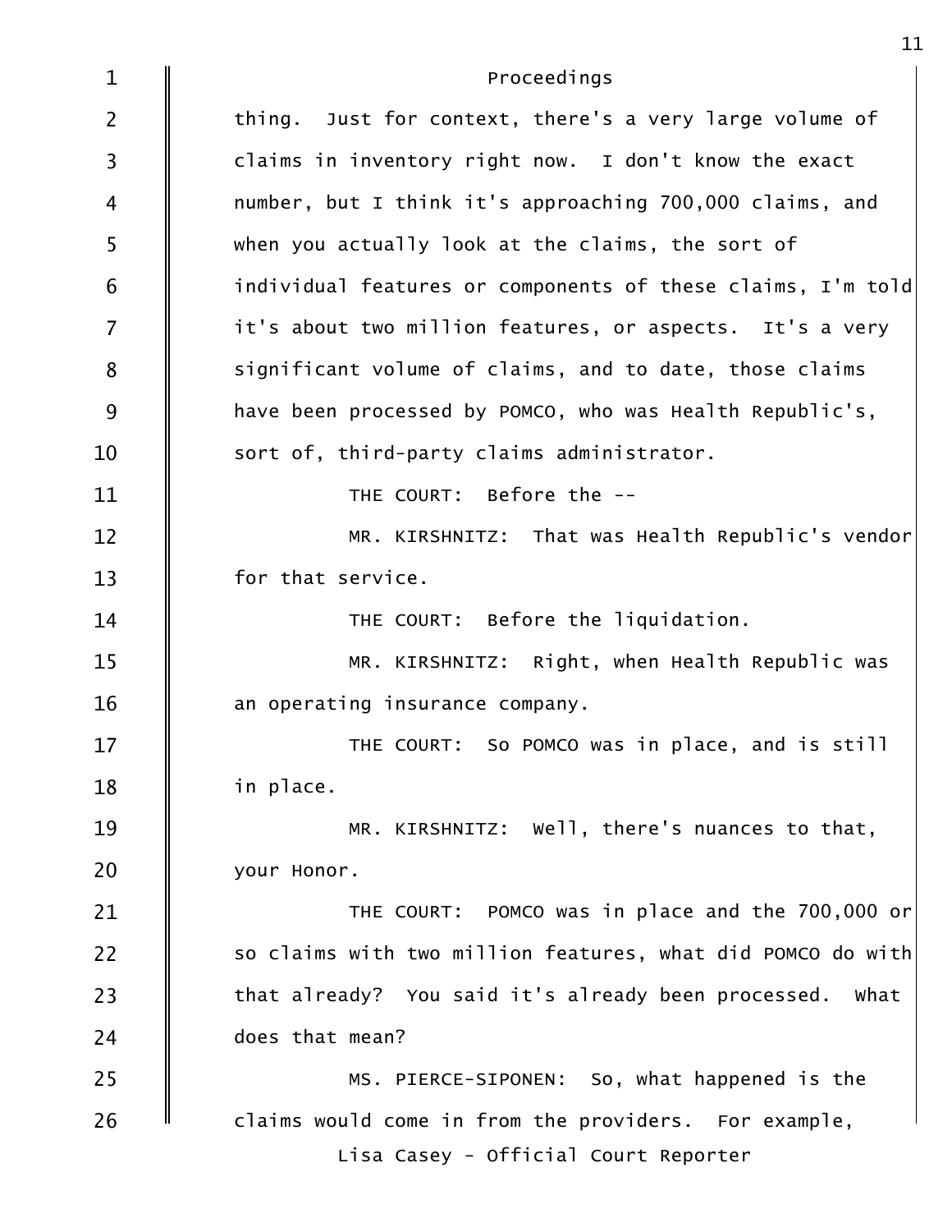thing. Just for context, there's a very large volume of claims in inventory right now. I don't know the exact number, but I think it's approaching 700,000 claims, and when you actually look at the claims, the sort of individual features or components of these claims, I'm told it's about two million features, or aspects. It's a very significant volume of claims, and to date, those claims have been processed by POMCO, who was Health Republic's, sort of, third-party claims administrator.

THE COURT: Before the --

MR. KIRSHNITZ: That was Health Republic's vendor for that service.

THE COURT: Before the liquidation.

MR. KIRSHNITZ: Right, when Health Republic was an operating insurance company.

THE COURT: So POMCO was in place, and is still in place.

MR. KIRSHNITZ: Well, there's nuances to that, your Honor.

THE COURT: POMCO was in place and the 700,000 or so claims with two million features, what did POMCO do with that already? You said it's already been processed. What does that mean?

MS. PIERCE-SIPONEN: So, what happened is the claims would come in from the providers. For example,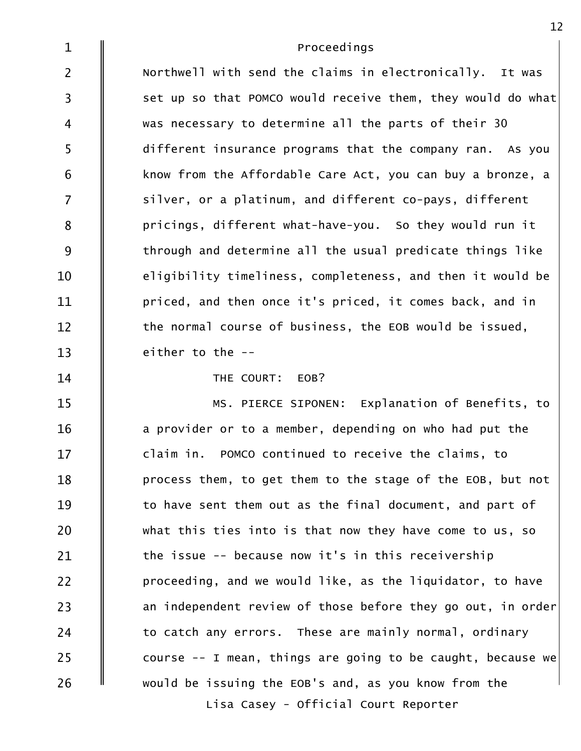Northwell with send the claims in electronically. It was set up so that POMCO would receive them, they would do what was necessary to determine all the parts of their 30 different insurance programs that the company ran. As you know from the Affordable Care Act, you can buy a bronze, a silver, or a platinum, and different co-pays, different pricings, different what-have-you. So they would run it through and determine all the usual predicate things like eligibility timeliness, completeness, and then it would be priced, and then once it's priced, it comes back, and in the normal course of business, the EOB would be issued, either to the --

THE COURT: EOB?

MS. PIERCE SIPONEN: Explanation of Benefits, to a provider or to a member, depending on who had put the claim in. POMCO continued to receive the claims, to process them, to get them to the stage of the EOB, but not to have sent them out as the final document, and part of what this ties into is that now they have come to us, so the issue -- because now it's in this receivership proceeding, and we would like, as the liquidator, to have an independent review of those before they go out, in order to catch any errors. These are mainly normal, ordinary course -- I mean, things are going to be caught, because we would be issuing the EOB's and, as you know from the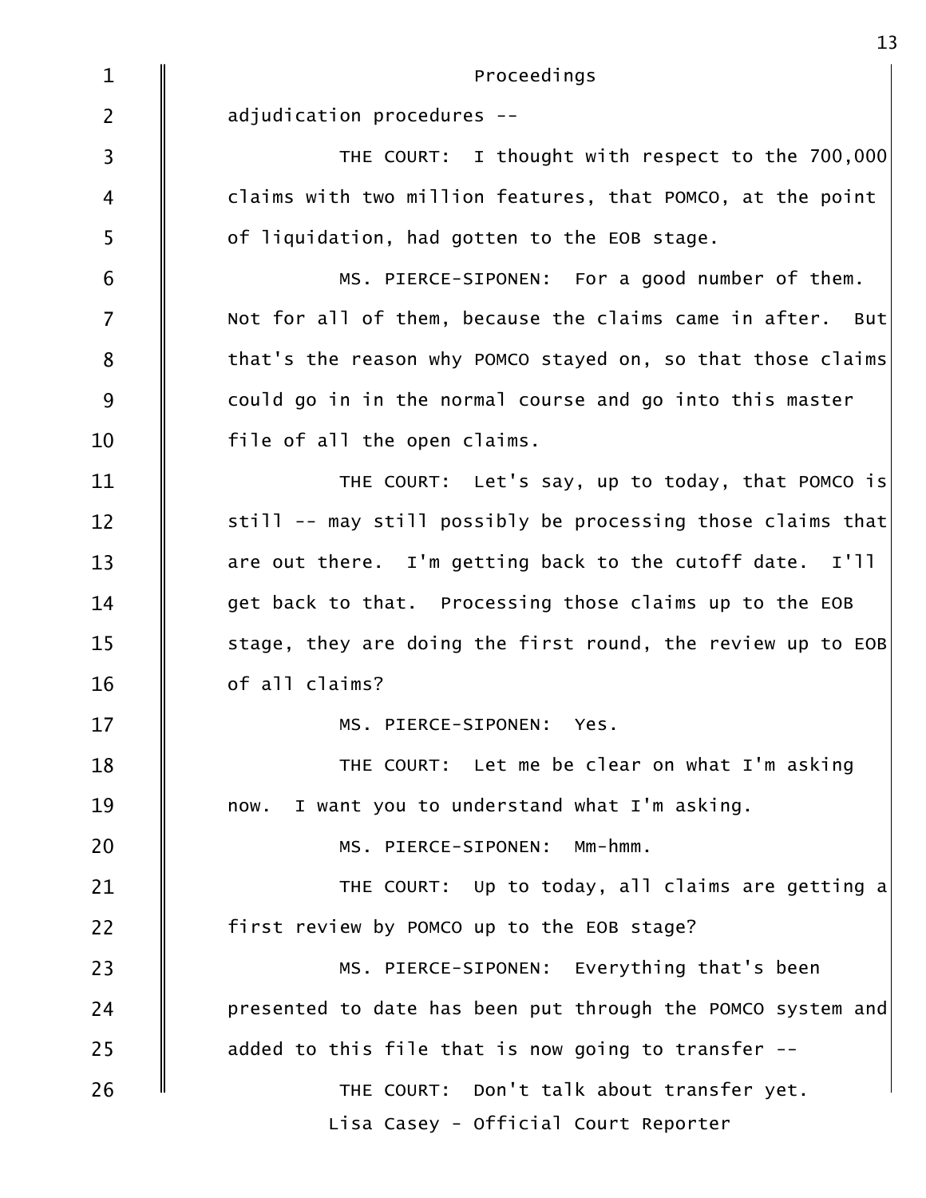adjudication procedures --

THE COURT: I thought with respect to the 700,000 claims with two million features, that POMCO, at the point of liquidation, had gotten to the EOB stage.

MS. PIERCE-SIPONEN: For a good number of them. Not for all of them, because the claims came in after. But that's the reason why POMCO stayed on, so that those claims could go in in the normal course and go into this master file of all the open claims.

THE COURT: Let's say, up to today, that POMCO is still -- may still possibly be processing those claims that are out there. I'm getting back to the cutoff date. I'll get back to that. Processing those claims up to the EOB stage, they are doing the first round, the review up to EOB of all claims?

MS. PIERCE-SIPONEN: Yes.

THE COURT: Let me be clear on what I'm asking now. I want you to understand what I'm asking.

MS. PIERCE-SIPONEN: Mm-hmm.

THE COURT: Up to today, all claims are getting a first review by POMCO up to the EOB stage?

MS. PIERCE-SIPONEN: Everything that's been presented to date has been put through the POMCO system and added to this file that is now going to transfer --

THE COURT: Don't talk about transfer yet.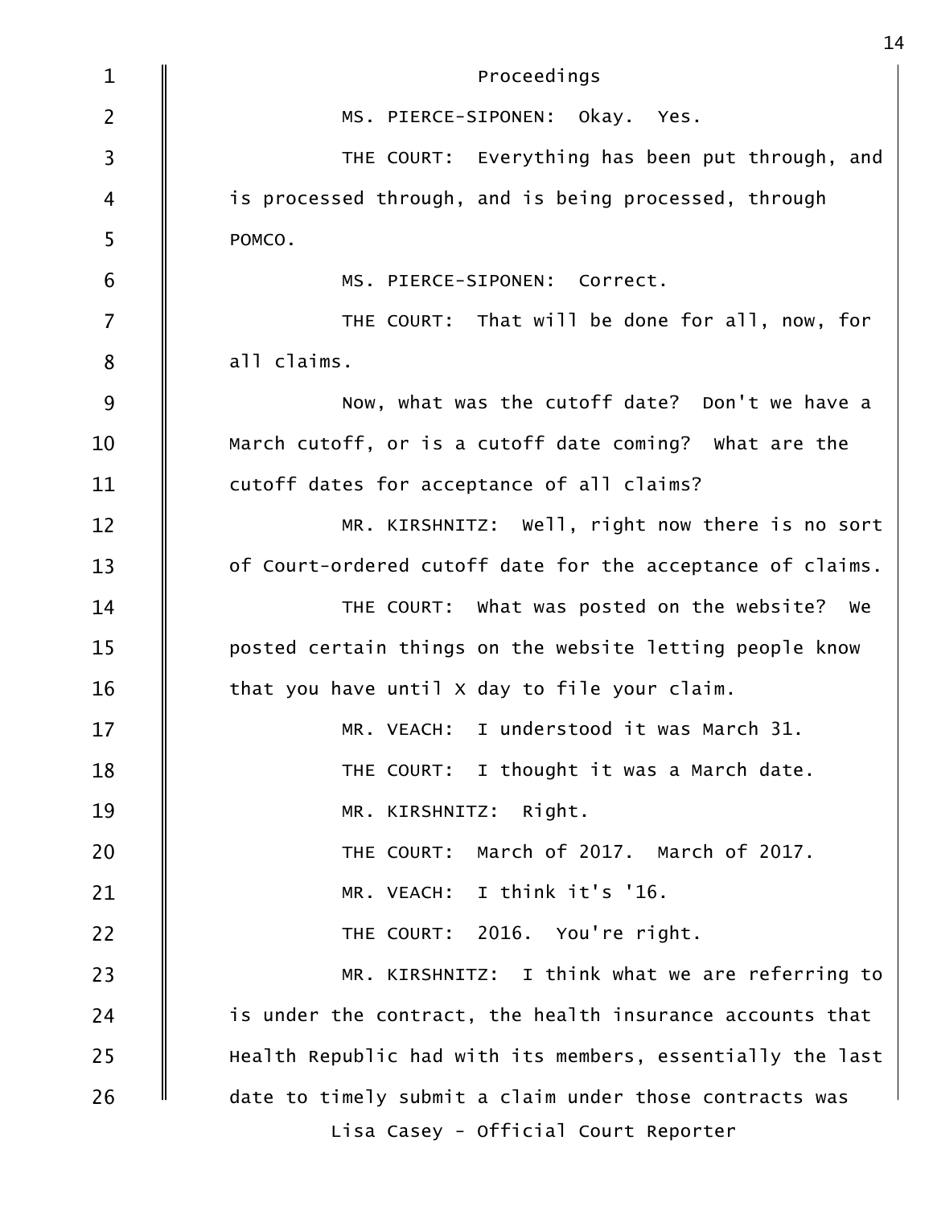Proceedings

MS. PIERCE-SIPONEN: Okay. Yes.

THE COURT: Everything has been put through, and is processed through, and is being processed, through POMCO.

MS. PIERCE-SIPONEN: Correct.

THE COURT: That will be done for all, now, for all claims.

Now, what was the cutoff date? Don't we have a March cutoff, or is a cutoff date coming? What are the cutoff dates for acceptance of all claims?

MR. KIRSHNITZ: Well, right now there is no sort of Court-ordered cutoff date for the acceptance of claims.

THE COURT: What was posted on the website? We posted certain things on the website letting people know that you have until X day to file your claim.

MR. VEACH: I understood it was March 31.

THE COURT: I thought it was a March date.

MR. KIRSHNITZ: Right.

THE COURT: March of 2017. March of 2017.

MR. VEACH: I think it's '16.

THE COURT: 2016. You're right.

MR. KIRSHNITZ: I think what we are referring to is under the contract, the health insurance accounts that Health Republic had with its members, essentially the last date to timely submit a claim under those contracts was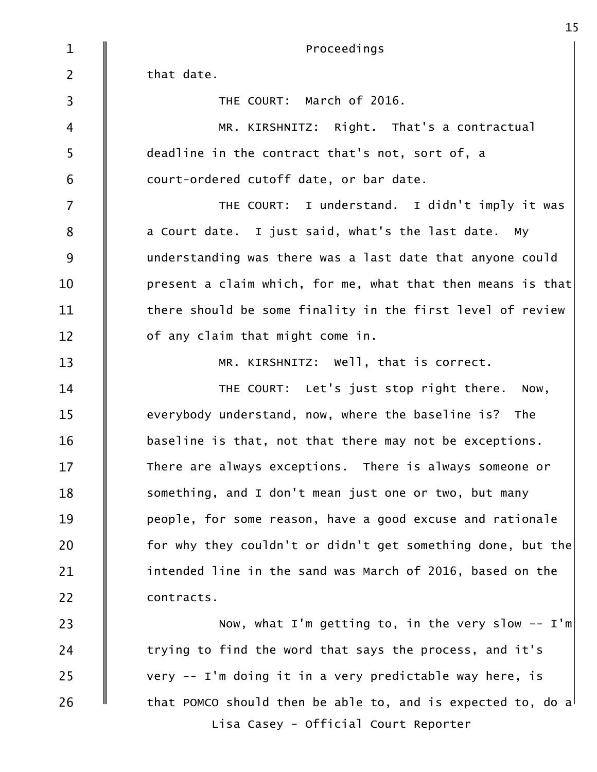Proceedings

that date.

THE COURT: March of 2016.

MR. KIRSHNITZ: Right. That's a contractual deadline in the contract that's not, sort of, a court-ordered cutoff date, or bar date.

THE COURT: I understand. I didn't imply it was a Court date. I just said, what's the last date. My understanding was there was a last date that anyone could present a claim which, for me, what that then means is that there should be some finality in the first level of review of any claim that might come in.

MR. KIRSHNITZ: Well, that is correct.

THE COURT: Let's just stop right there. Now, everybody understand, now, where the baseline is? The baseline is that, not that there may not be exceptions. There are always exceptions. There is always someone or something, and I don't mean just one or two, but many people, for some reason, have a good excuse and rationale for why they couldn't or didn't get something done, but the intended line in the sand was March of 2016, based on the contracts.

Now, what I'm getting to, in the very slow -- I'm trying to find the word that says the process, and it's very -- I'm doing it in a very predictable way here, is that POMCO should then be able to, and is expected to, do a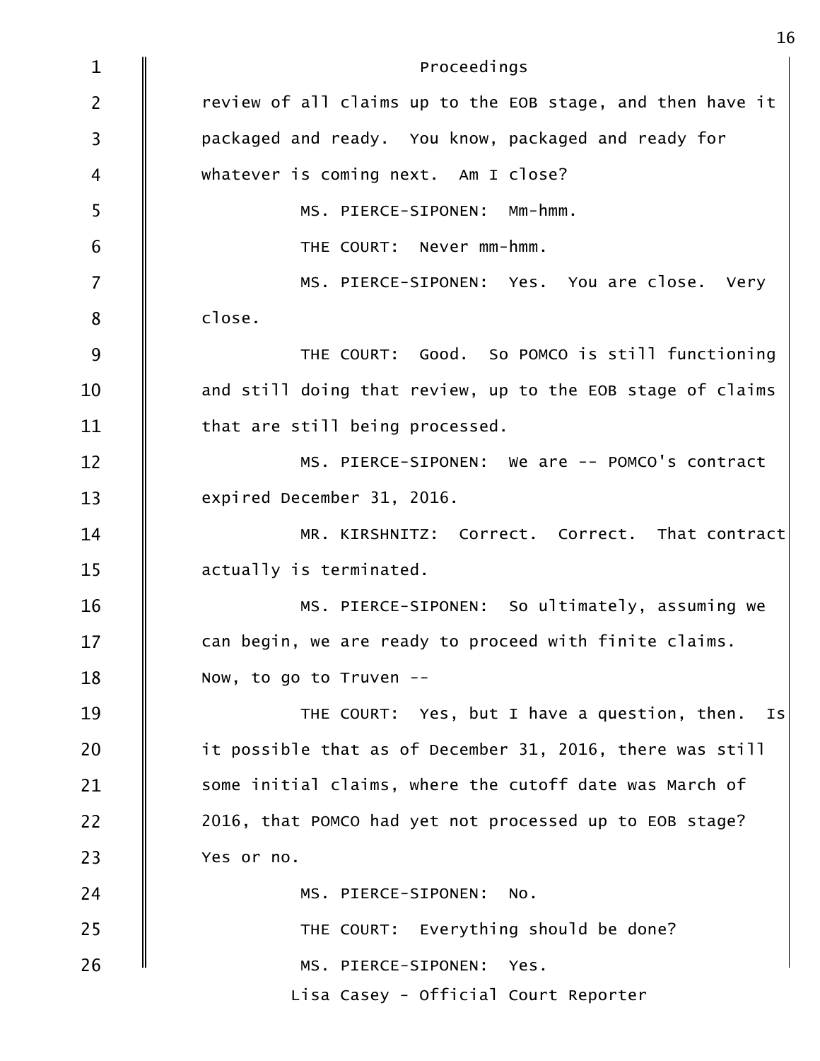Proceedings

review of all claims up to the EOB stage, and then have it packaged and ready. You know, packaged and ready for whatever is coming next. Am I close?

MS. PIERCE-SIPONEN: Mm-hmm.

THE COURT: Never mm-hmm.

MS. PIERCE-SIPONEN: Yes. You are close. Very close.

THE COURT: Good. So POMCO is still functioning and still doing that review, up to the EOB stage of claims that are still being processed.

MS. PIERCE-SIPONEN: We are -- POMCO's contract expired December 31, 2016.

MR. KIRSHNITZ: Correct. Correct. That contract actually is terminated.

MS. PIERCE-SIPONEN: So ultimately, assuming we can begin, we are ready to proceed with finite claims. Now, to go to Truven --

THE COURT: Yes, but I have a question, then. Is it possible that as of December 31, 2016, there was still some initial claims, where the cutoff date was March of 2016, that POMCO had yet not processed up to EOB stage? Yes or no.

MS. PIERCE-SIPONEN: No.

THE COURT: Everything should be done?

MS. PIERCE-SIPONEN: Yes.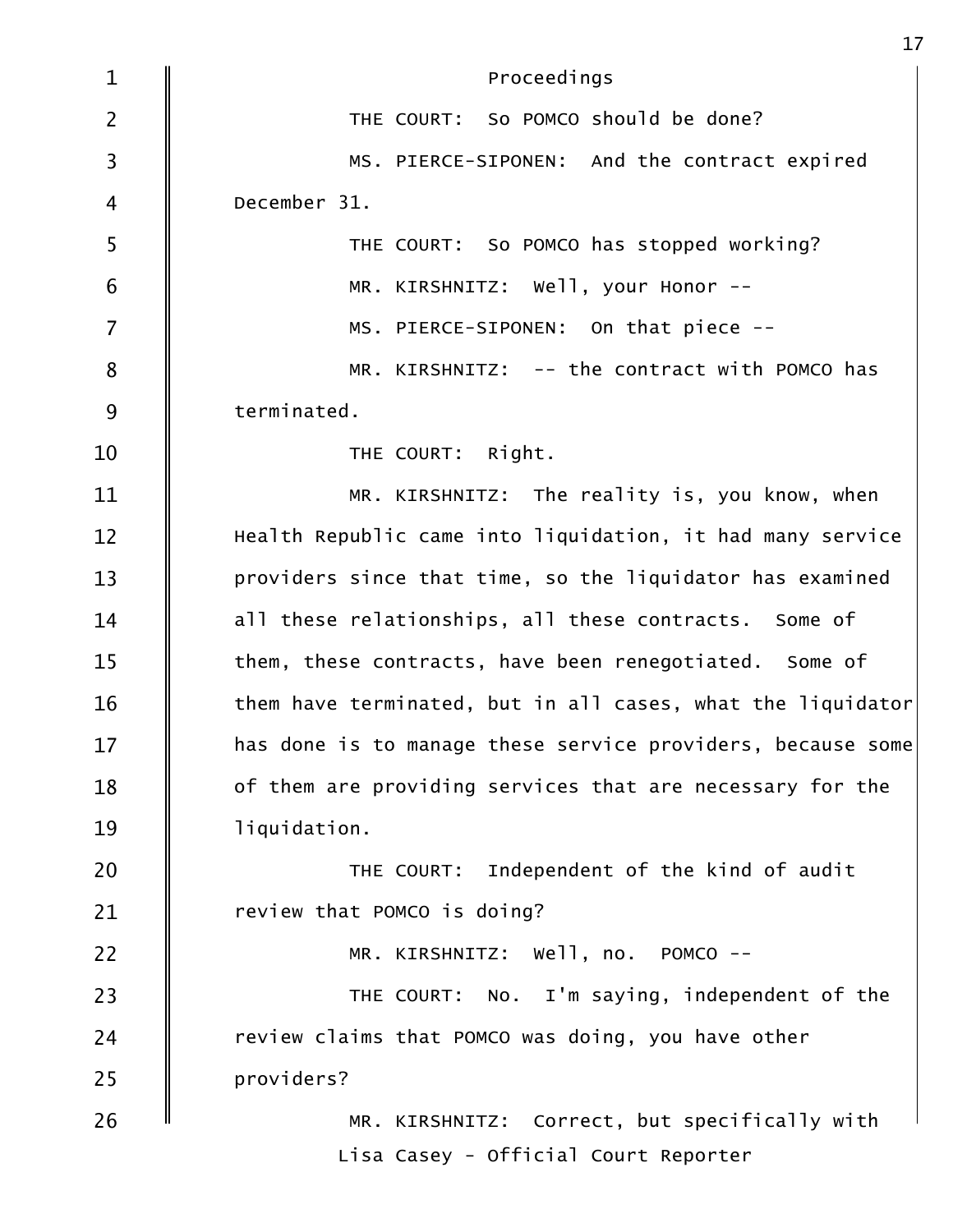Proceedings

THE COURT: So POMCO should be done?

MS. PIERCE-SIPONEN: And the contract expired December 31.

THE COURT: So POMCO has stopped working?

MR. KIRSHNITZ: Well, your Honor --

MS. PIERCE-SIPONEN: On that piece --

MR. KIRSHNITZ: -- the contract with POMCO has terminated.

THE COURT: Right.

MR. KIRSHNITZ: The reality is, you know, when Health Republic came into liquidation, it had many service providers since that time, so the liquidator has examined all these relationships, all these contracts. Some of them, these contracts, have been renegotiated. Some of them have terminated, but in all cases, what the liquidator has done is to manage these service providers, because some of them are providing services that are necessary for the liquidation.

THE COURT: Independent of the kind of audit review that POMCO is doing?

MR. KIRSHNITZ: Well, no. POMCO --

THE COURT: No. I'm saying, independent of the review claims that POMCO was doing, you have other providers?

MR. KIRSHNITZ: Correct, but specifically with

Lisa Casey - Official Court Reporter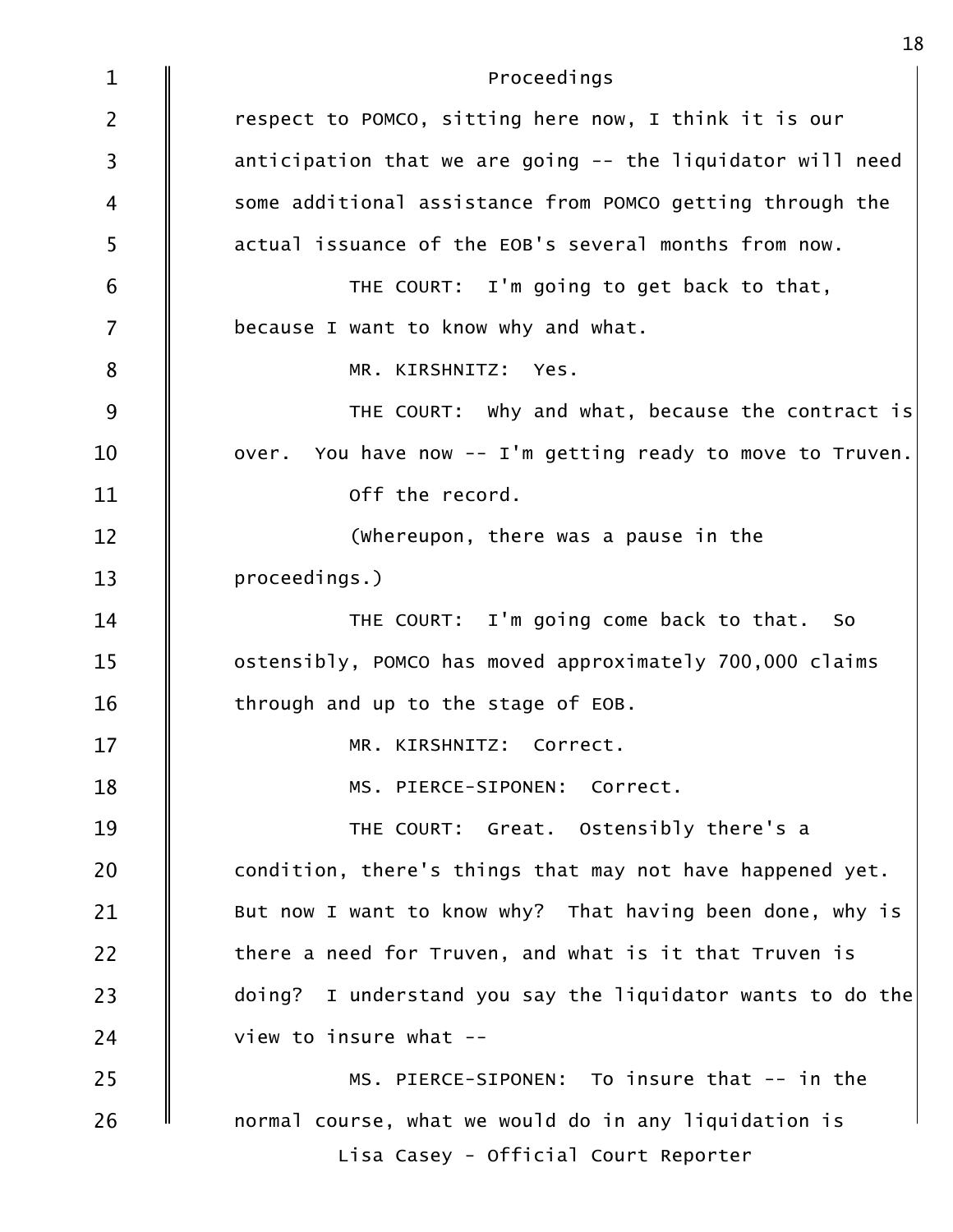respect to POMCO, sitting here now, I think it is our anticipation that we are going -- the liquidator will need some additional assistance from POMCO getting through the actual issuance of the EOB's several months from now.

THE COURT: I'm going to get back to that, because I want to know why and what.

MR. KIRSHNITZ: Yes.

THE COURT: Why and what, because the contract is over. You have now -- I'm getting ready to move to Truven.

Off the record.

(Whereupon, there was a pause in the proceedings.)

THE COURT: I'm going come back to that. So ostensibly, POMCO has moved approximately 700,000 claims through and up to the stage of EOB.

MR. KIRSHNITZ: Correct.

MS. PIERCE-SIPONEN: Correct.

THE COURT: Great. Ostensibly there's a condition, there's things that may not have happened yet. But now I want to know why? That having been done, why is there a need for Truven, and what is it that Truven is doing? I understand you say the liquidator wants to do the view to insure what --

MS. PIERCE-SIPONEN: To insure that -- in the normal course, what we would do in any liquidation is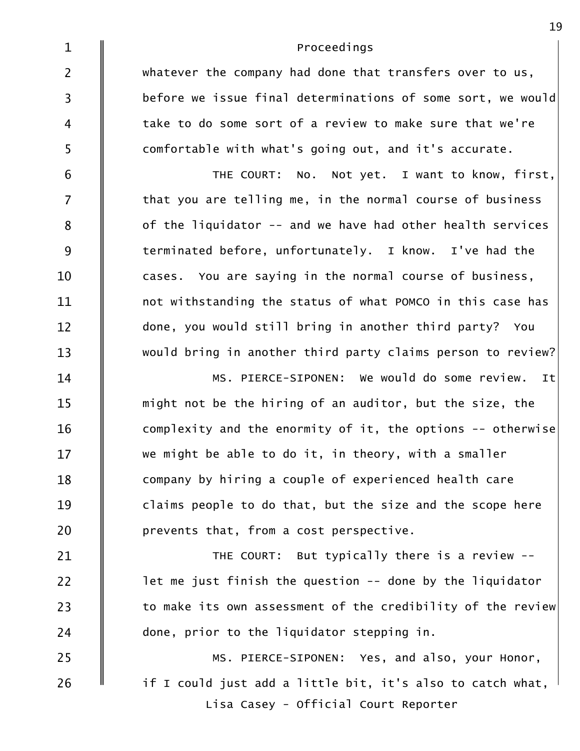whatever the company had done that transfers over to us, before we issue final determinations of some sort, we would take to do some sort of a review to make sure that we're comfortable with what's going out, and it's accurate.

THE COURT: No. Not yet. I want to know, first, that you are telling me, in the normal course of business of the liquidator -- and we have had other health services terminated before, unfortunately. I know. I've had the cases. You are saying in the normal course of business, not withstanding the status of what POMCO in this case has done, you would still bring in another third party? You would bring in another third party claims person to review?

MS. PIERCE-SIPONEN: We would do some review. It might not be the hiring of an auditor, but the size, the complexity and the enormity of it, the options -- otherwise we might be able to do it, in theory, with a smaller company by hiring a couple of experienced health care claims people to do that, but the size and the scope here prevents that, from a cost perspective.

THE COURT: But typically there is a review -- let me just finish the question -- done by the liquidator to make its own assessment of the credibility of the review done, prior to the liquidator stepping in.

MS. PIERCE-SIPONEN: Yes, and also, your Honor, if I could just add a little bit, it's also to catch what,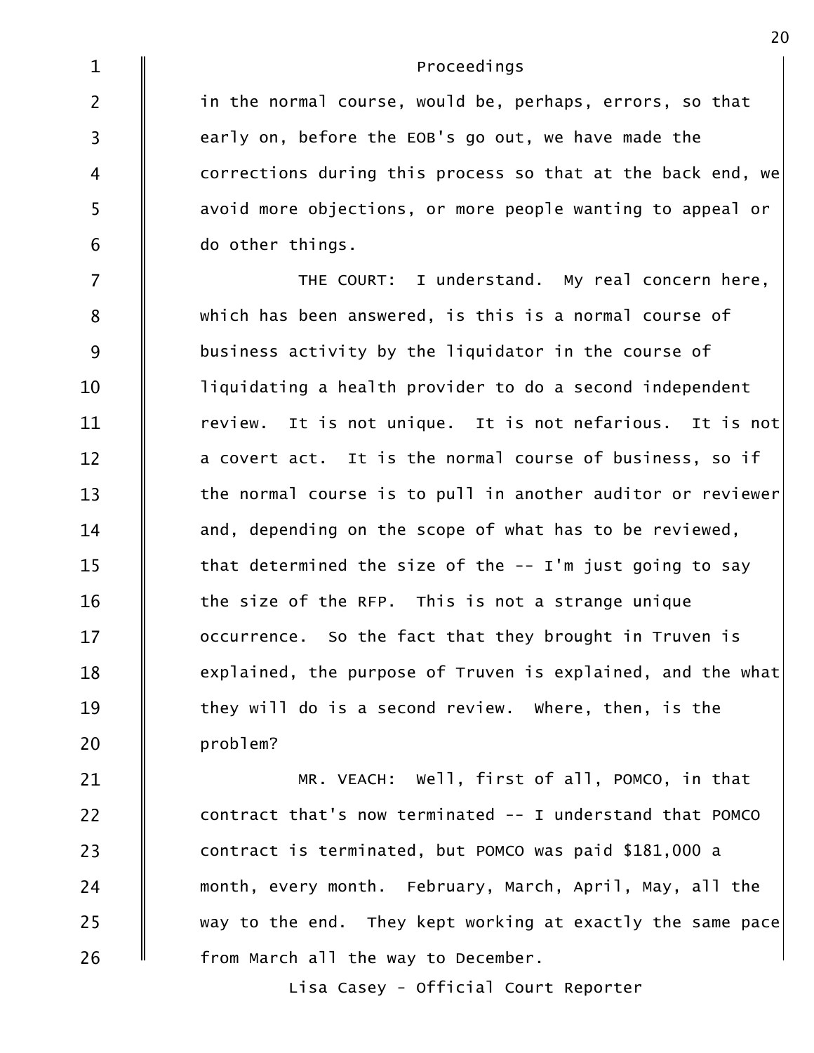Proceedings

in the normal course, would be, perhaps, errors, so that early on, before the EOB's go out, we have made the corrections during this process so that at the back end, we avoid more objections, or more people wanting to appeal or do other things.

THE COURT: I understand. My real concern here, which has been answered, is this is a normal course of business activity by the liquidator in the course of liquidating a health provider to do a second independent review. It is not unique. It is not nefarious. It is not a covert act. It is the normal course of business, so if the normal course is to pull in another auditor or reviewer and, depending on the scope of what has to be reviewed, that determined the size of the -- I'm just going to say the size of the RFP. This is not a strange unique occurrence. So the fact that they brought in Truven is explained, the purpose of Truven is explained, and the what they will do is a second review. Where, then, is the problem?

MR. VEACH: Well, first of all, POMCO, in that contract that's now terminated -- I understand that POMCO contract is terminated, but POMCO was paid $181,000 a month, every month. February, March, April, May, all the way to the end. They kept working at exactly the same pace from March all the way to December.

Lisa Casey - Official Court Reporter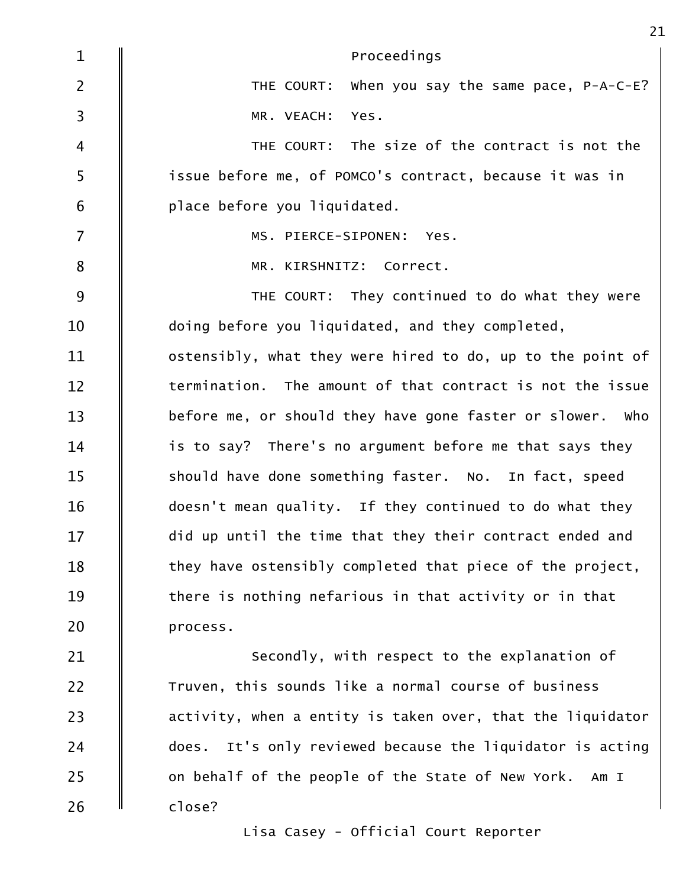Proceedings

THE COURT: When you say the same pace, P-A-C-E?

MR. VEACH: Yes.

THE COURT: The size of the contract is not the issue before me, of POMCO's contract, because it was in place before you liquidated.

MS. PIERCE-SIPONEN: Yes.

MR. KIRSHNITZ: Correct.

THE COURT: They continued to do what they were doing before you liquidated, and they completed, ostensibly, what they were hired to do, up to the point of termination. The amount of that contract is not the issue before me, or should they have gone faster or slower. Who is to say? There's no argument before me that says they should have done something faster. No. In fact, speed doesn't mean quality. If they continued to do what they did up until the time that they their contract ended and they have ostensibly completed that piece of the project, there is nothing nefarious in that activity or in that process.

Secondly, with respect to the explanation of Truven, this sounds like a normal course of business activity, when a entity is taken over, that the liquidator does. It's only reviewed because the liquidator is acting on behalf of the people of the State of New York. Am I close?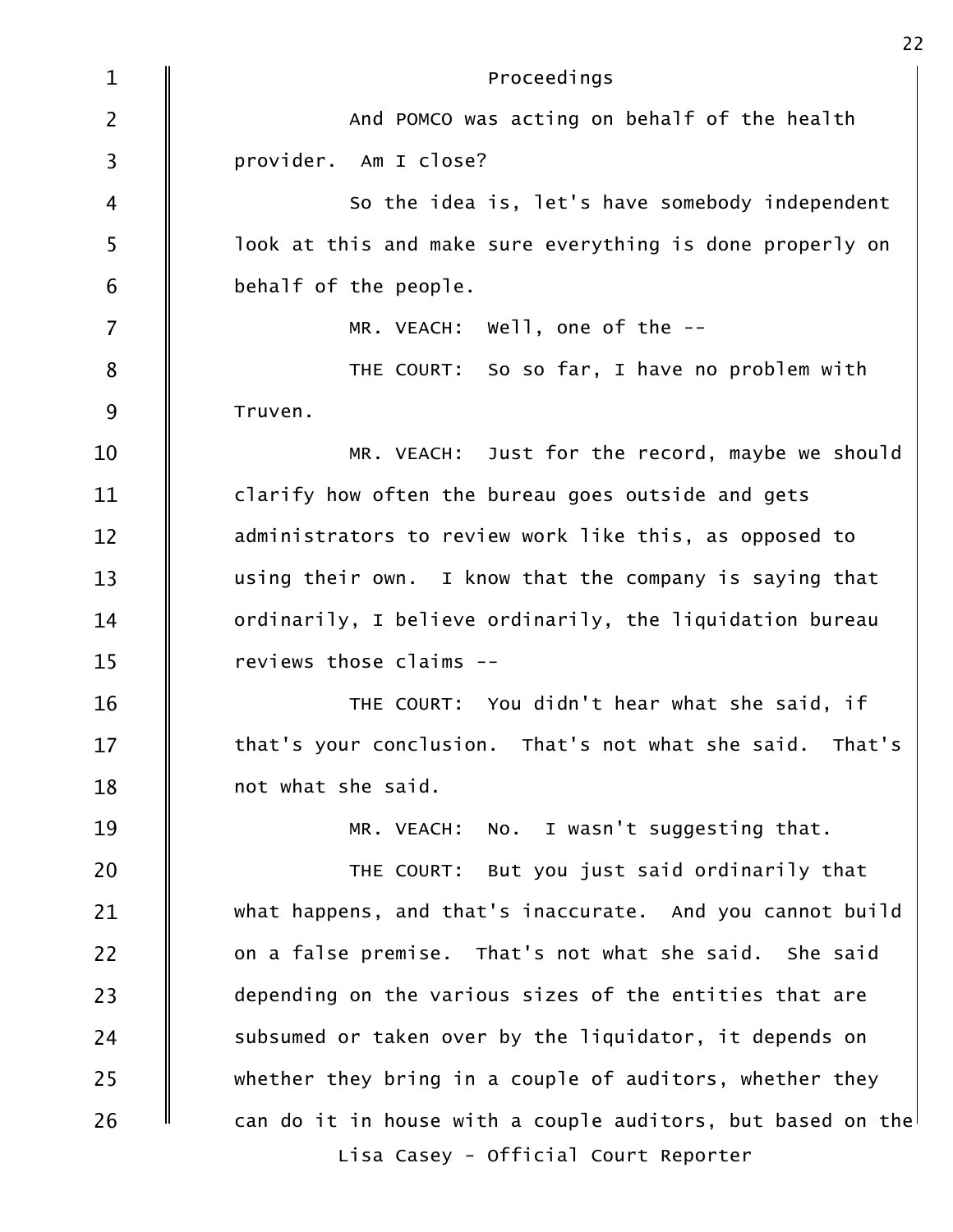Proceedings

And POMCO was acting on behalf of the health provider. Am I close?

So the idea is, let's have somebody independent look at this and make sure everything is done properly on behalf of the people.

MR. VEACH: Well, one of the --

THE COURT: So so far, I have no problem with Truven.

MR. VEACH: Just for the record, maybe we should clarify how often the bureau goes outside and gets administrators to review work like this, as opposed to using their own. I know that the company is saying that ordinarily, I believe ordinarily, the liquidation bureau reviews those claims --

THE COURT: You didn't hear what she said, if that's your conclusion. That's not what she said. That's not what she said.

MR. VEACH: No. I wasn't suggesting that.

THE COURT: But you just said ordinarily that what happens, and that's inaccurate. And you cannot build on a false premise. That's not what she said. She said depending on the various sizes of the entities that are subsumed or taken over by the liquidator, it depends on whether they bring in a couple of auditors, whether they can do it in house with a couple auditors, but based on the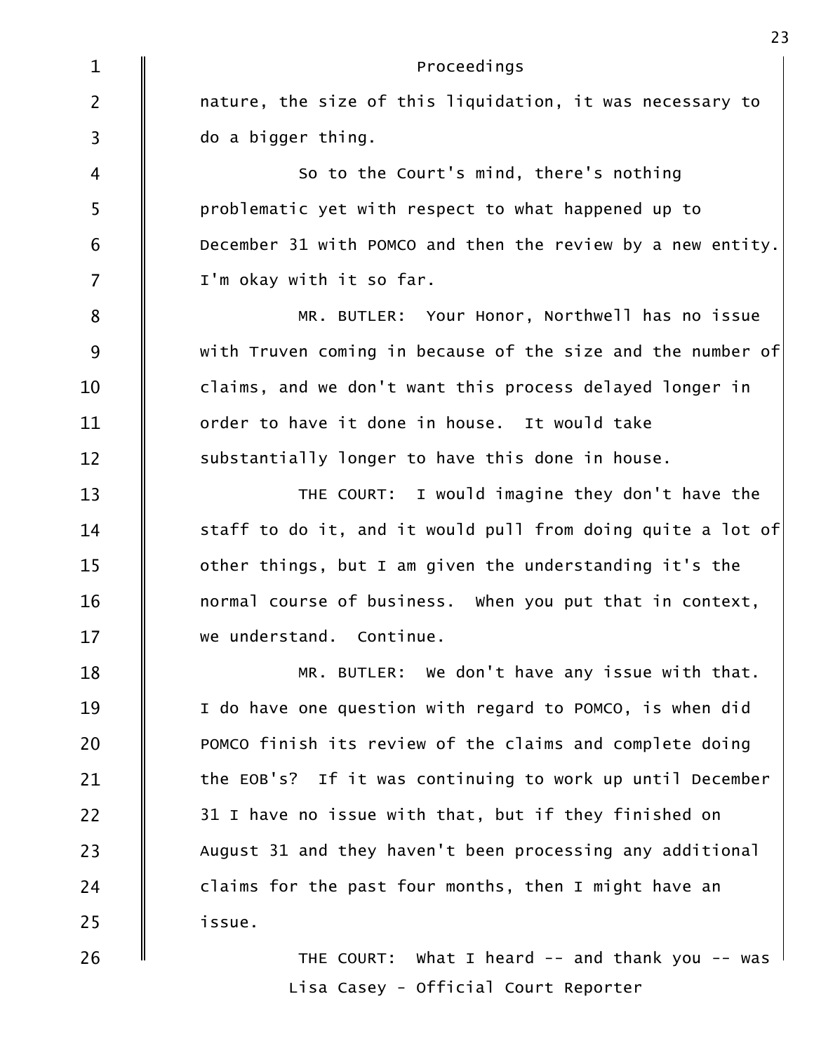nature, the size of this liquidation, it was necessary to do a bigger thing.

So to the Court's mind, there's nothing problematic yet with respect to what happened up to December 31 with POMCO and then the review by a new entity. I'm okay with it so far.

MR. BUTLER: Your Honor, Northwell has no issue with Truven coming in because of the size and the number of claims, and we don't want this process delayed longer in order to have it done in house. It would take substantially longer to have this done in house.

THE COURT: I would imagine they don't have the staff to do it, and it would pull from doing quite a lot of other things, but I am given the understanding it's the normal course of business. When you put that in context, we understand. Continue.

MR. BUTLER: We don't have any issue with that. I do have one question with regard to POMCO, is when did POMCO finish its review of the claims and complete doing the EOB's? If it was continuing to work up until December 31 I have no issue with that, but if they finished on August 31 and they haven't been processing any additional claims for the past four months, then I might have an issue.

THE COURT: What I heard -- and thank you -- was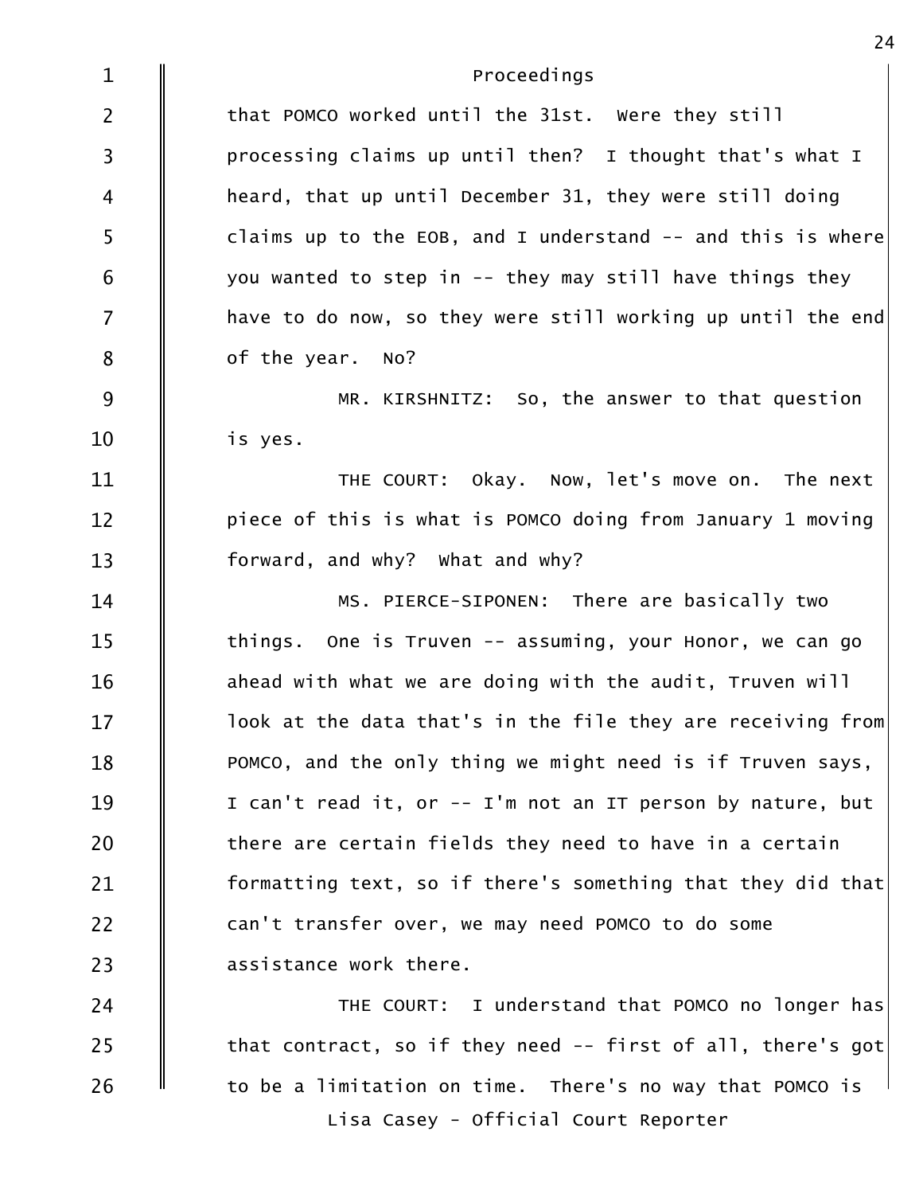Proceedings

that POMCO worked until the 31st. Were they still processing claims up until then? I thought that's what I heard, that up until December 31, they were still doing claims up to the EOB, and I understand -- and this is where you wanted to step in -- they may still have things they have to do now, so they were still working up until the end of the year. No?

MR. KIRSHNITZ: So, the answer to that question is yes.

THE COURT: Okay. Now, let's move on. The next piece of this is what is POMCO doing from January 1 moving forward, and why? What and why?

MS. PIERCE-SIPONEN: There are basically two things. One is Truven -- assuming, your Honor, we can go ahead with what we are doing with the audit, Truven will look at the data that's in the file they are receiving from POMCO, and the only thing we might need is if Truven says, I can't read it, or -- I'm not an IT person by nature, but there are certain fields they need to have in a certain formatting text, so if there's something that they did that can't transfer over, we may need POMCO to do some assistance work there.

THE COURT: I understand that POMCO no longer has that contract, so if they need -- first of all, there's got to be a limitation on time. There's no way that POMCO is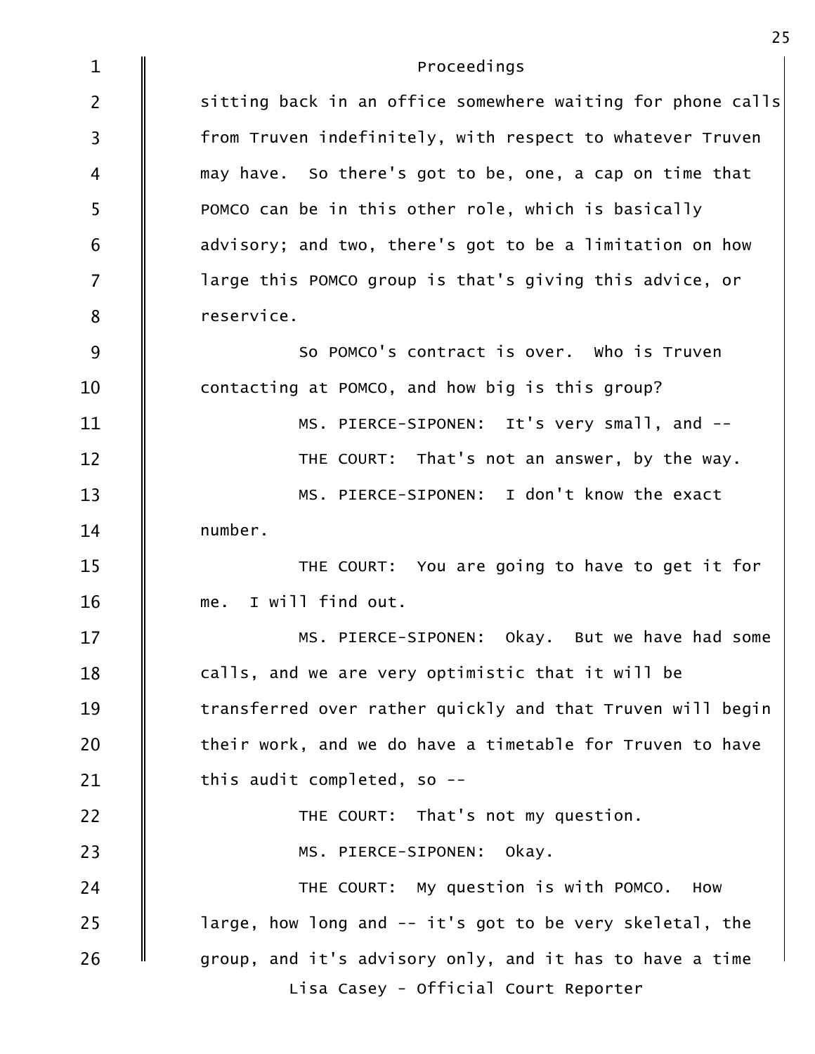sitting back in an office somewhere waiting for phone calls from Truven indefinitely, with respect to whatever Truven may have. So there's got to be, one, a cap on time that POMCO can be in this other role, which is basically advisory; and two, there's got to be a limitation on how large this POMCO group is that's giving this advice, or reservice.

So POMCO's contract is over. Who is Truven contacting at POMCO, and how big is this group?

MS. PIERCE-SIPONEN: It's very small, and --

THE COURT: That's not an answer, by the way.

MS. PIERCE-SIPONEN: I don't know the exact number.

THE COURT: You are going to have to get it for me. I will find out.

MS. PIERCE-SIPONEN: Okay. But we have had some calls, and we are very optimistic that it will be transferred over rather quickly and that Truven will begin their work, and we do have a timetable for Truven to have this audit completed, so --

THE COURT: That's not my question.

MS. PIERCE-SIPONEN: Okay.

THE COURT: My question is with POMCO. How large, how long and -- it's got to be very skeletal, the group, and it's advisory only, and it has to have a time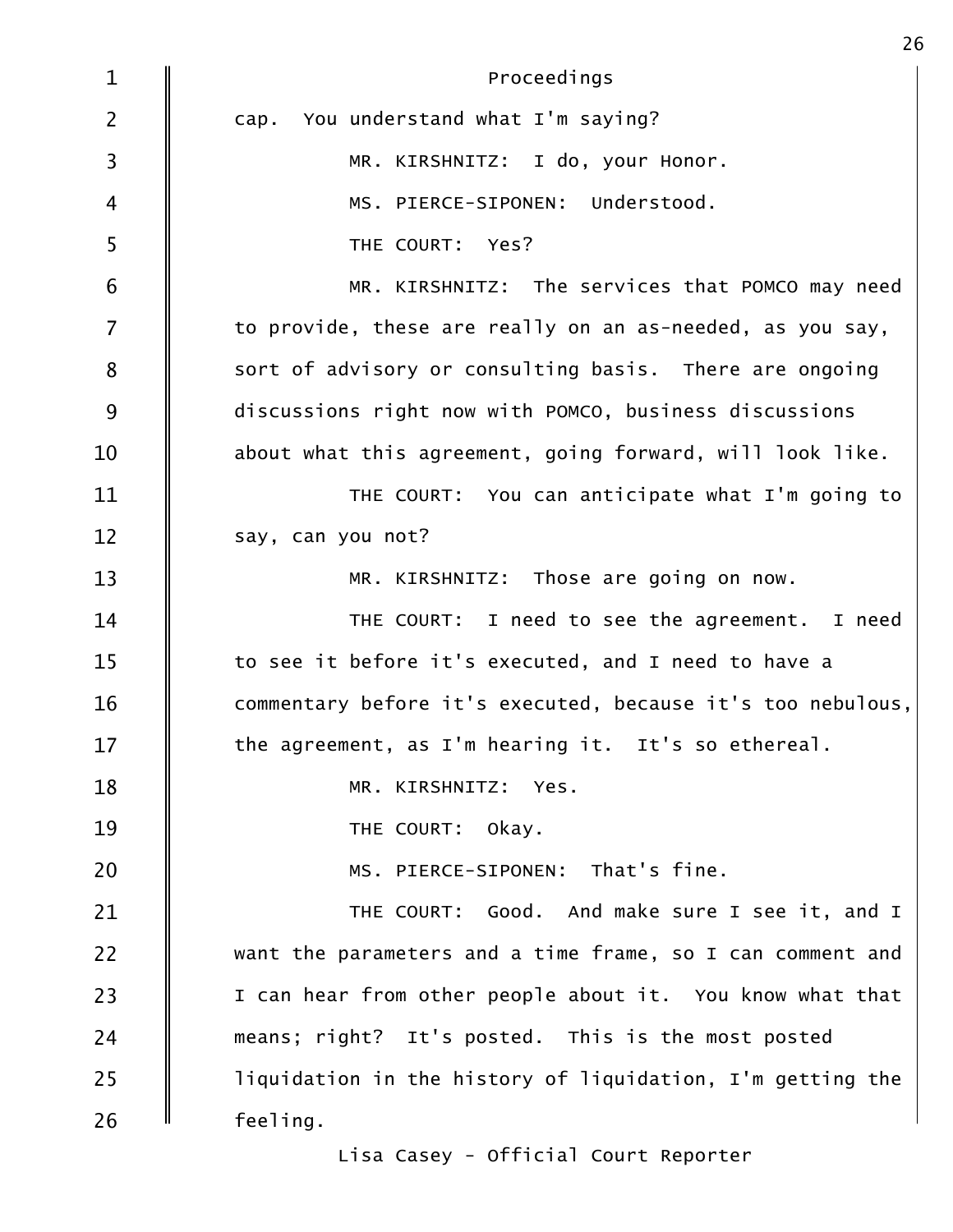Proceedings

cap. You understand what I'm saying?

MR. KIRSHNITZ: I do, your Honor.

MS. PIERCE-SIPONEN: Understood.

THE COURT: Yes?

MR. KIRSHNITZ: The services that POMCO may need to provide, these are really on an as-needed, as you say, sort of advisory or consulting basis. There are ongoing discussions right now with POMCO, business discussions about what this agreement, going forward, will look like.

THE COURT: You can anticipate what I'm going to say, can you not?

MR. KIRSHNITZ: Those are going on now.

THE COURT: I need to see the agreement. I need to see it before it's executed, and I need to have a commentary before it's executed, because it's too nebulous, the agreement, as I'm hearing it. It's so ethereal.

MR. KIRSHNITZ: Yes.

THE COURT: Okay.

MS. PIERCE-SIPONEN: That's fine.

THE COURT: Good. And make sure I see it, and I want the parameters and a time frame, so I can comment and I can hear from other people about it. You know what that means; right? It's posted. This is the most posted liquidation in the history of liquidation, I'm getting the feeling.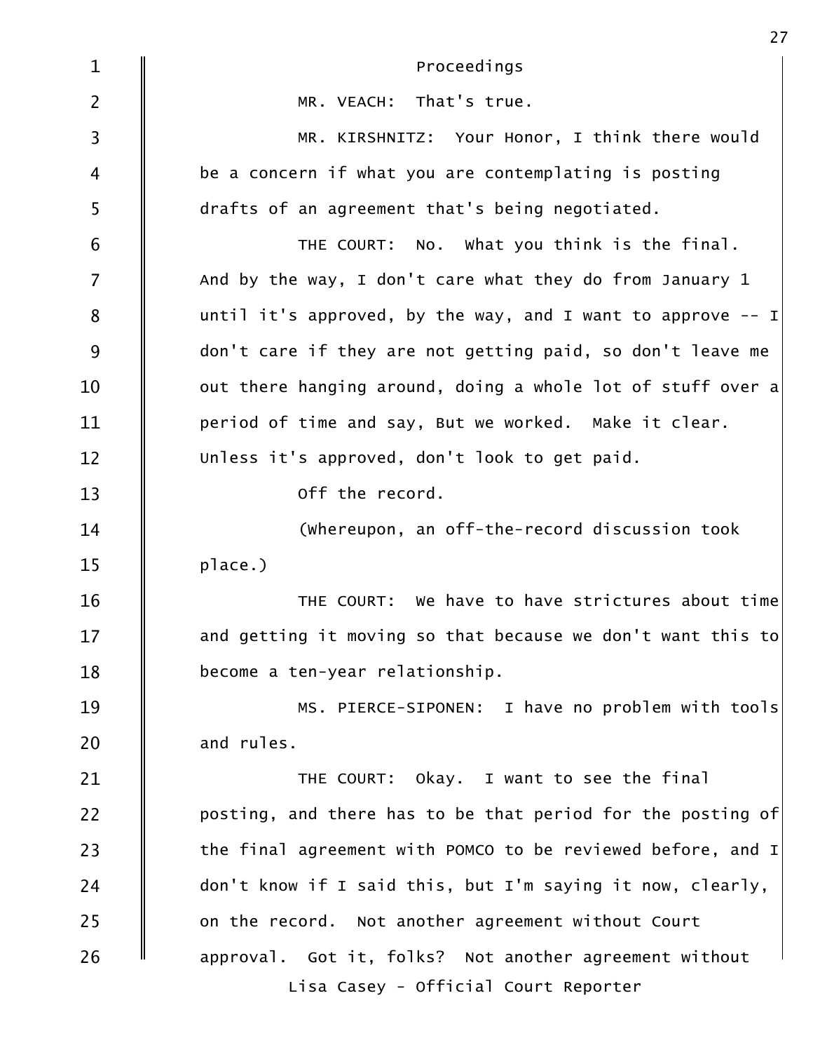Proceedings

MR. VEACH: That's true.

MR. KIRSHNITZ: Your Honor, I think there would be a concern if what you are contemplating is posting drafts of an agreement that's being negotiated.

THE COURT: No. What you think is the final. And by the way, I don't care what they do from January 1 until it's approved, by the way, and I want to approve -- I don't care if they are not getting paid, so don't leave me out there hanging around, doing a whole lot of stuff over a period of time and say, But we worked. Make it clear. Unless it's approved, don't look to get paid.

Off the record.

(Whereupon, an off-the-record discussion took place.)

THE COURT: We have to have strictures about time and getting it moving so that because we don't want this to become a ten-year relationship.

MS. PIERCE-SIPONEN: I have no problem with tools and rules.

THE COURT: Okay. I want to see the final posting, and there has to be that period for the posting of the final agreement with POMCO to be reviewed before, and I don't know if I said this, but I'm saying it now, clearly, on the record. Not another agreement without Court approval. Got it, folks? Not another agreement without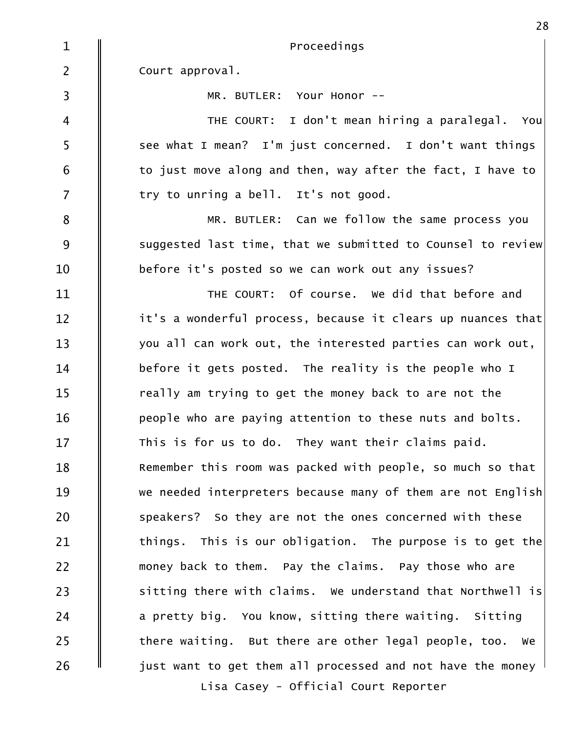Court approval.

MR. BUTLER: Your Honor --

THE COURT: I don't mean hiring a paralegal. You see what I mean? I'm just concerned. I don't want things to just move along and then, way after the fact, I have to try to unring a bell. It's not good.

MR. BUTLER: Can we follow the same process you suggested last time, that we submitted to Counsel to review before it's posted so we can work out any issues?

THE COURT: Of course. We did that before and it's a wonderful process, because it clears up nuances that you all can work out, the interested parties can work out, before it gets posted. The reality is the people who I really am trying to get the money back to are not the people who are paying attention to these nuts and bolts. This is for us to do. They want their claims paid. Remember this room was packed with people, so much so that we needed interpreters because many of them are not English speakers? So they are not the ones concerned with these things. This is our obligation. The purpose is to get the money back to them. Pay the claims. Pay those who are sitting there with claims. We understand that Northwell is a pretty big. You know, sitting there waiting. Sitting there waiting. But there are other legal people, too. We just want to get them all processed and not have the money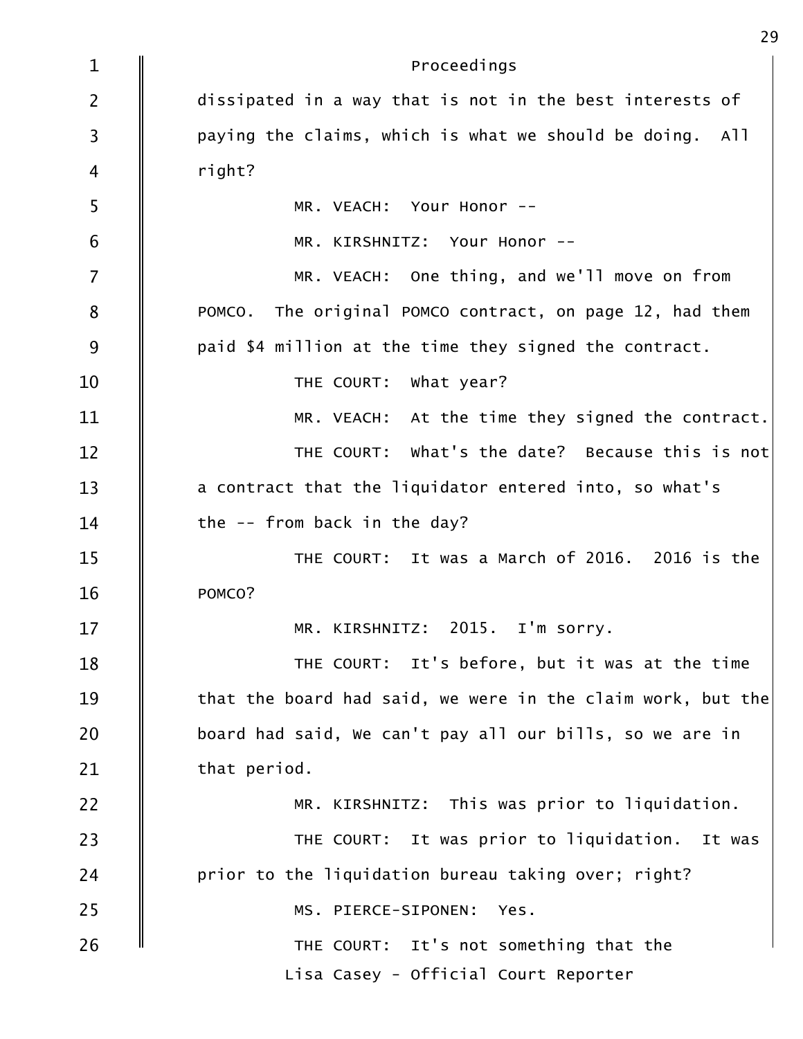dissipated in a way that is not in the best interests of paying the claims, which is what we should be doing. All right?

MR. VEACH: Your Honor --

MR. KIRSHNITZ: Your Honor --

MR. VEACH: One thing, and we'll move on from POMCO. The original POMCO contract, on page 12, had them paid $4 million at the time they signed the contract.

THE COURT: What year?

MR. VEACH: At the time they signed the contract.

THE COURT: What's the date? Because this is not a contract that the liquidator entered into, so what's the -- from back in the day?

THE COURT: It was a March of 2016. 2016 is the POMCO?

MR. KIRSHNITZ: 2015. I'm sorry.

THE COURT: It's before, but it was at the time that the board had said, we were in the claim work, but the board had said, We can't pay all our bills, so we are in that period.

MR. KIRSHNITZ: This was prior to liquidation.

THE COURT: It was prior to liquidation. It was prior to the liquidation bureau taking over; right?

MS. PIERCE-SIPONEN: Yes.

THE COURT: It's not something that the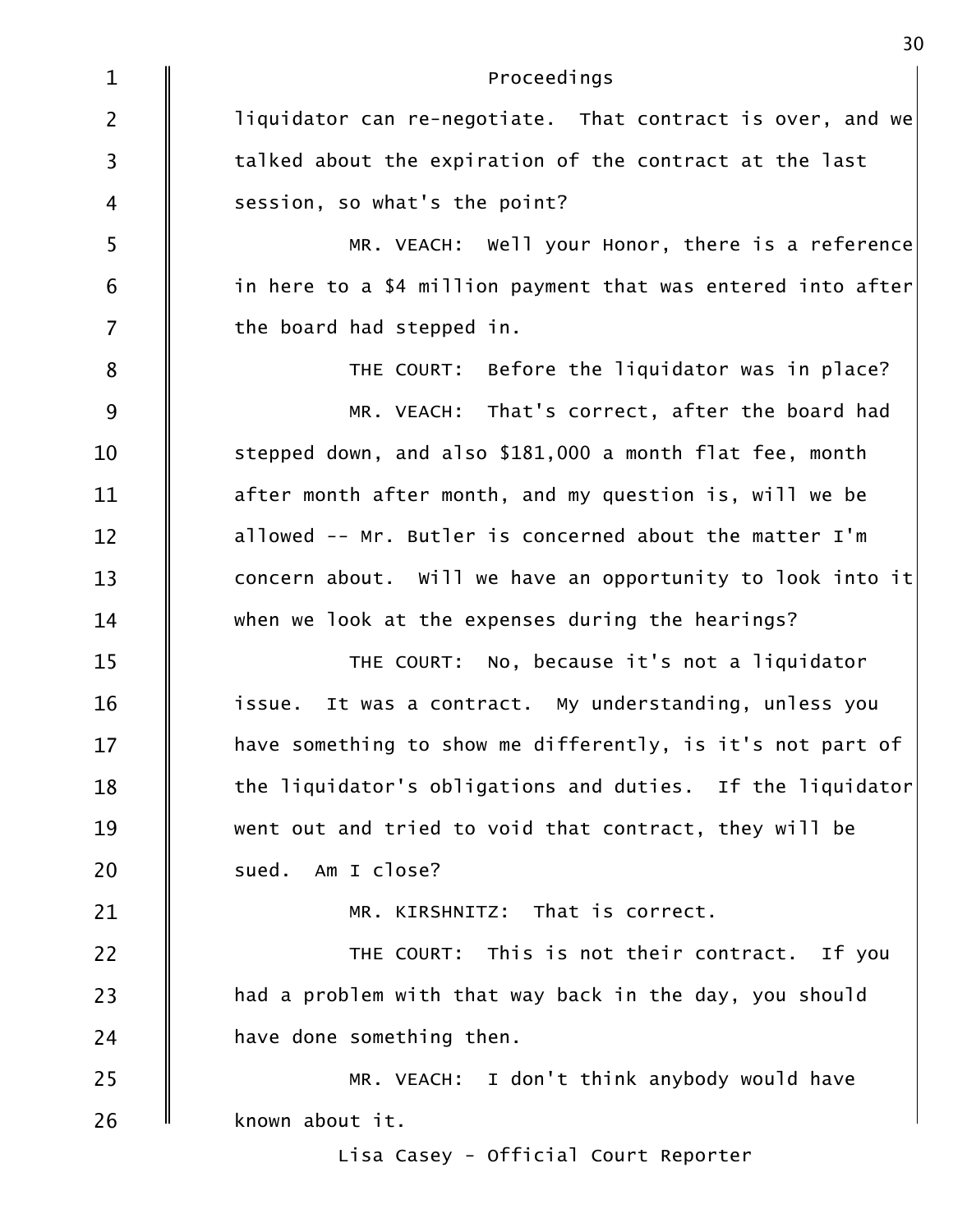Proceedings

liquidator can re-negotiate. That contract is over, and we talked about the expiration of the contract at the last session, so what's the point?

MR. VEACH: Well your Honor, there is a reference in here to a $4 million payment that was entered into after the board had stepped in.

THE COURT: Before the liquidator was in place?

MR. VEACH: That's correct, after the board had stepped down, and also $181,000 a month flat fee, month after month after month, and my question is, will we be allowed -- Mr. Butler is concerned about the matter I'm concern about. Will we have an opportunity to look into it when we look at the expenses during the hearings?

THE COURT: No, because it's not a liquidator issue. It was a contract. My understanding, unless you have something to show me differently, is it's not part of the liquidator's obligations and duties. If the liquidator went out and tried to void that contract, they will be sued. Am I close?

MR. KIRSHNITZ: That is correct.

THE COURT: This is not their contract. If you had a problem with that way back in the day, you should have done something then.

MR. VEACH: I don't think anybody would have known about it.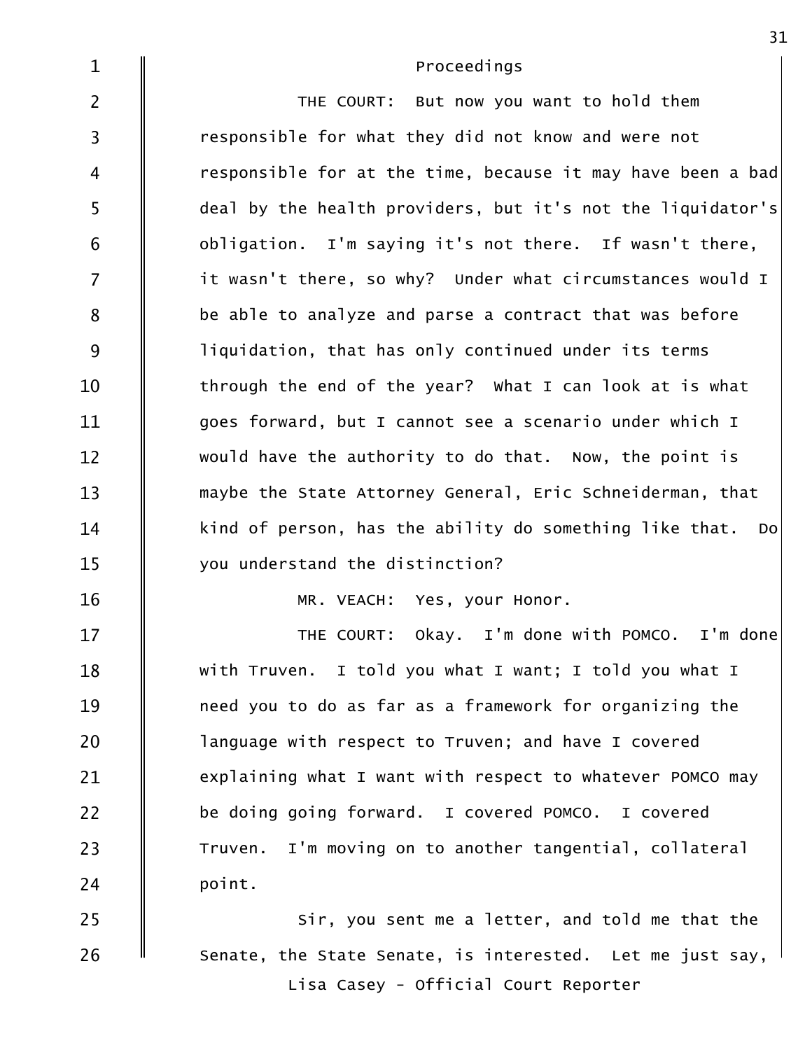Proceedings

THE COURT: But now you want to hold them responsible for what they did not know and were not responsible for at the time, because it may have been a bad deal by the health providers, but it's not the liquidator's obligation. I'm saying it's not there. If wasn't there, it wasn't there, so why? Under what circumstances would I be able to analyze and parse a contract that was before liquidation, that has only continued under its terms through the end of the year? What I can look at is what goes forward, but I cannot see a scenario under which I would have the authority to do that. Now, the point is maybe the State Attorney General, Eric Schneiderman, that kind of person, has the ability do something like that. Do you understand the distinction?

MR. VEACH: Yes, your Honor.

THE COURT: Okay. I'm done with POMCO. I'm done with Truven. I told you what I want; I told you what I need you to do as far as a framework for organizing the language with respect to Truven; and have I covered explaining what I want with respect to whatever POMCO may be doing going forward. I covered POMCO. I covered Truven. I'm moving on to another tangential, collateral point.

Sir, you sent me a letter, and told me that the Senate, the State Senate, is interested. Let me just say,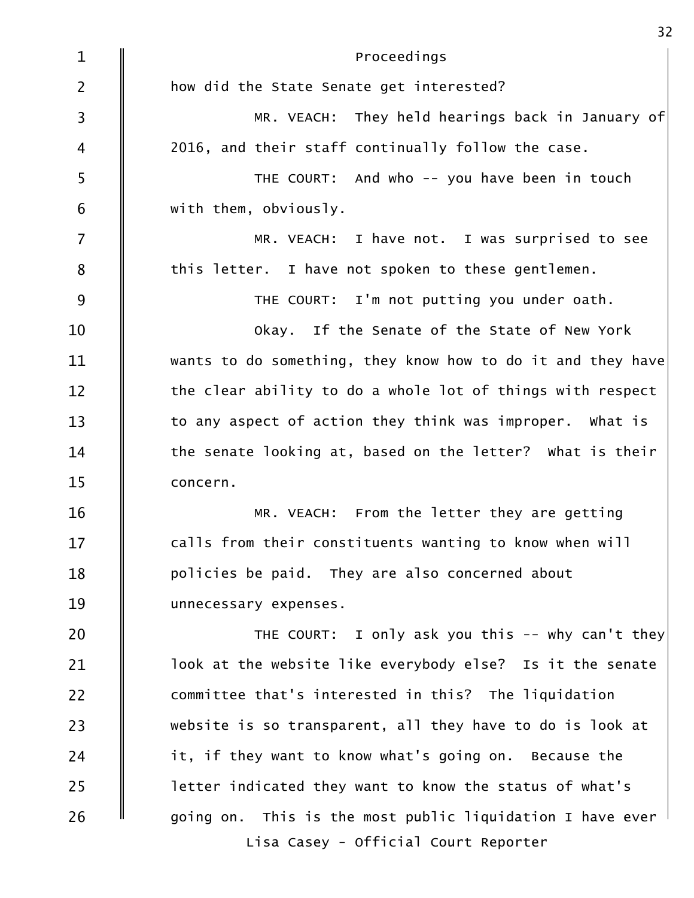Proceedings

how did the State Senate get interested?

MR. VEACH: They held hearings back in January of 2016, and their staff continually follow the case.

THE COURT: And who -- you have been in touch with them, obviously.

MR. VEACH: I have not. I was surprised to see this letter. I have not spoken to these gentlemen.

THE COURT: I'm not putting you under oath.

Okay. If the Senate of the State of New York wants to do something, they know how to do it and they have the clear ability to do a whole lot of things with respect to any aspect of action they think was improper. What is the senate looking at, based on the letter? What is their concern.

MR. VEACH: From the letter they are getting calls from their constituents wanting to know when will policies be paid. They are also concerned about unnecessary expenses.

THE COURT: I only ask you this -- why can't they look at the website like everybody else? Is it the senate committee that's interested in this? The liquidation website is so transparent, all they have to do is look at it, if they want to know what's going on. Because the letter indicated they want to know the status of what's going on. This is the most public liquidation I have ever

Lisa Casey - Official Court Reporter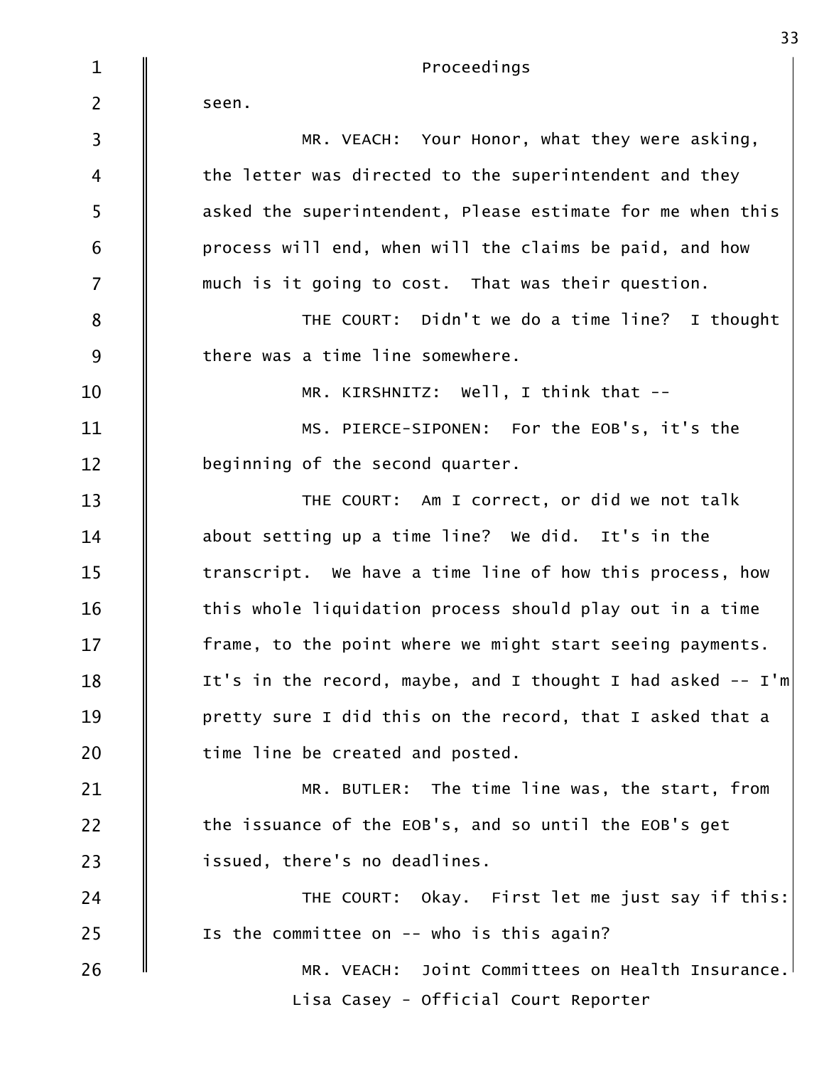Proceedings

seen.

MR. VEACH: Your Honor, what they were asking, the letter was directed to the superintendent and they asked the superintendent, Please estimate for me when this process will end, when will the claims be paid, and how much is it going to cost. That was their question.

THE COURT: Didn't we do a time line? I thought there was a time line somewhere.

MR. KIRSHNITZ: Well, I think that --

MS. PIERCE-SIPONEN: For the EOB's, it's the beginning of the second quarter.

THE COURT: Am I correct, or did we not talk about setting up a time line? We did. It's in the transcript. We have a time line of how this process, how this whole liquidation process should play out in a time frame, to the point where we might start seeing payments. It's in the record, maybe, and I thought I had asked -- I'm pretty sure I did this on the record, that I asked that a time line be created and posted.

MR. BUTLER: The time line was, the start, from the issuance of the EOB's, and so until the EOB's get issued, there's no deadlines.

THE COURT: Okay. First let me just say if this: Is the committee on -- who is this again?

MR. VEACH: Joint Committees on Health Insurance.

Lisa Casey - Official Court Reporter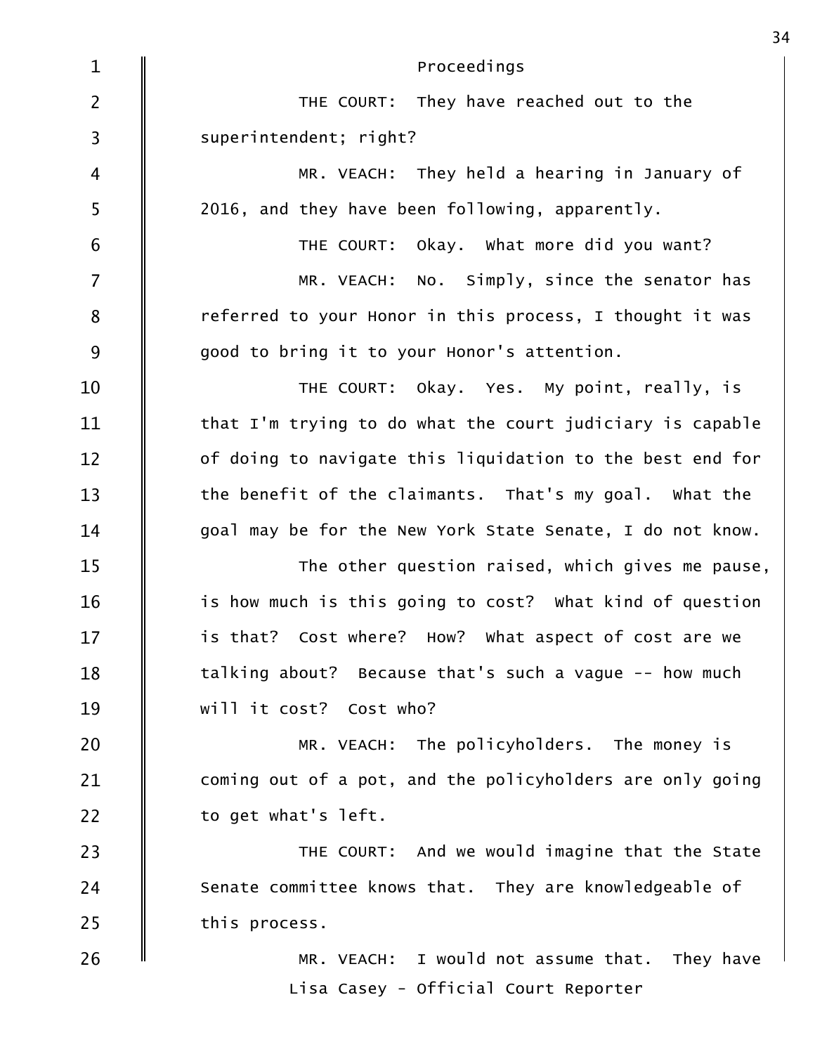Proceedings

THE COURT: They have reached out to the superintendent; right?

MR. VEACH: They held a hearing in January of 2016, and they have been following, apparently.

THE COURT: Okay. What more did you want?

MR. VEACH: No. Simply, since the senator has referred to your Honor in this process, I thought it was good to bring it to your Honor's attention.

THE COURT: Okay. Yes. My point, really, is that I'm trying to do what the court judiciary is capable of doing to navigate this liquidation to the best end for the benefit of the claimants. That's my goal. What the goal may be for the New York State Senate, I do not know.

The other question raised, which gives me pause, is how much is this going to cost? What kind of question is that? Cost where? How? What aspect of cost are we talking about? Because that's such a vague -- how much will it cost? Cost who?

MR. VEACH: The policyholders. The money is coming out of a pot, and the policyholders are only going to get what's left.

THE COURT: And we would imagine that the State Senate committee knows that. They are knowledgeable of this process.

MR. VEACH: I would not assume that. They have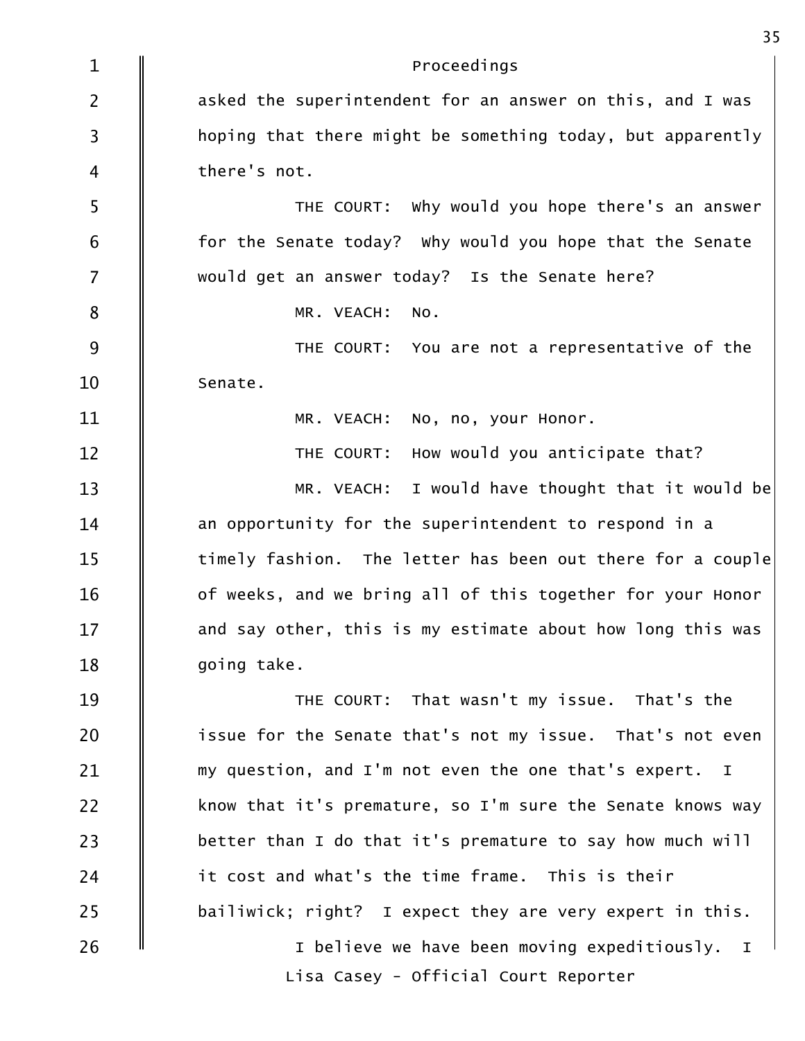Proceedings

asked the superintendent for an answer on this, and I was hoping that there might be something today, but apparently there's not.

THE COURT: Why would you hope there's an answer for the Senate today? Why would you hope that the Senate would get an answer today? Is the Senate here?

MR. VEACH: No.

THE COURT: You are not a representative of the Senate.

MR. VEACH: No, no, your Honor.

THE COURT: How would you anticipate that?

MR. VEACH: I would have thought that it would be an opportunity for the superintendent to respond in a timely fashion. The letter has been out there for a couple of weeks, and we bring all of this together for your Honor and say other, this is my estimate about how long this was going take.

THE COURT: That wasn't my issue. That's the issue for the Senate that's not my issue. That's not even my question, and I'm not even the one that's expert. I know that it's premature, so I'm sure the Senate knows way better than I do that it's premature to say how much will it cost and what's the time frame. This is their bailiwick; right? I expect they are very expert in this.

I believe we have been moving expeditiously. I

Lisa Casey - Official Court Reporter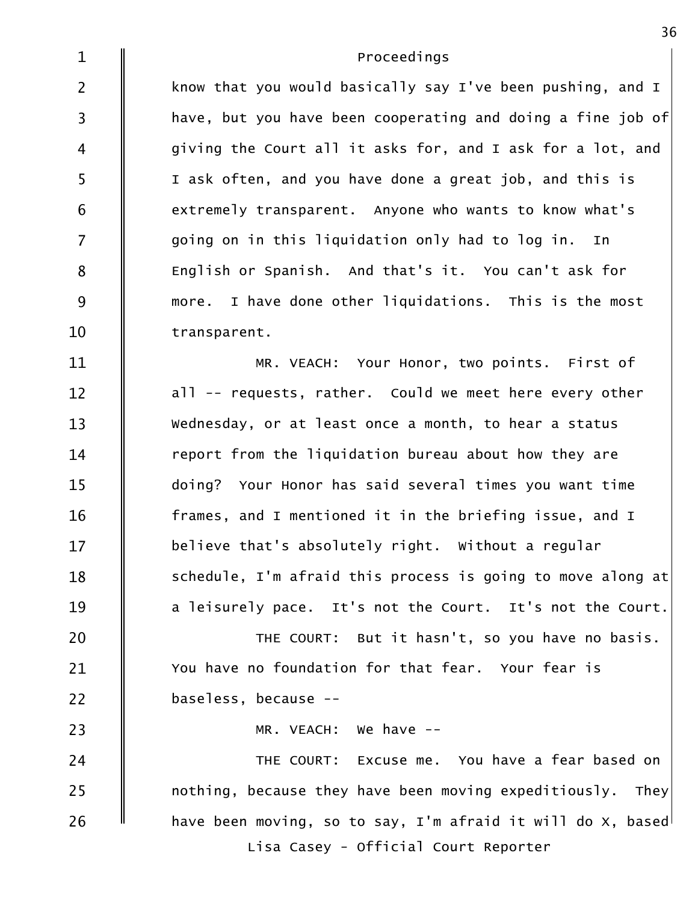Proceedings

know that you would basically say I've been pushing, and I have, but you have been cooperating and doing a fine job of giving the Court all it asks for, and I ask for a lot, and I ask often, and you have done a great job, and this is extremely transparent. Anyone who wants to know what's going on in this liquidation only had to log in. In English or Spanish. And that's it. You can't ask for more. I have done other liquidations. This is the most transparent.

MR. VEACH: Your Honor, two points. First of all -- requests, rather. Could we meet here every other Wednesday, or at least once a month, to hear a status report from the liquidation bureau about how they are doing? Your Honor has said several times you want time frames, and I mentioned it in the briefing issue, and I believe that's absolutely right. Without a regular schedule, I'm afraid this process is going to move along at a leisurely pace. It's not the Court. It's not the Court.

THE COURT: But it hasn't, so you have no basis. You have no foundation for that fear. Your fear is baseless, because --

MR. VEACH: We have --

THE COURT: Excuse me. You have a fear based on nothing, because they have been moving expeditiously. They have been moving, so to say, I'm afraid it will do X, based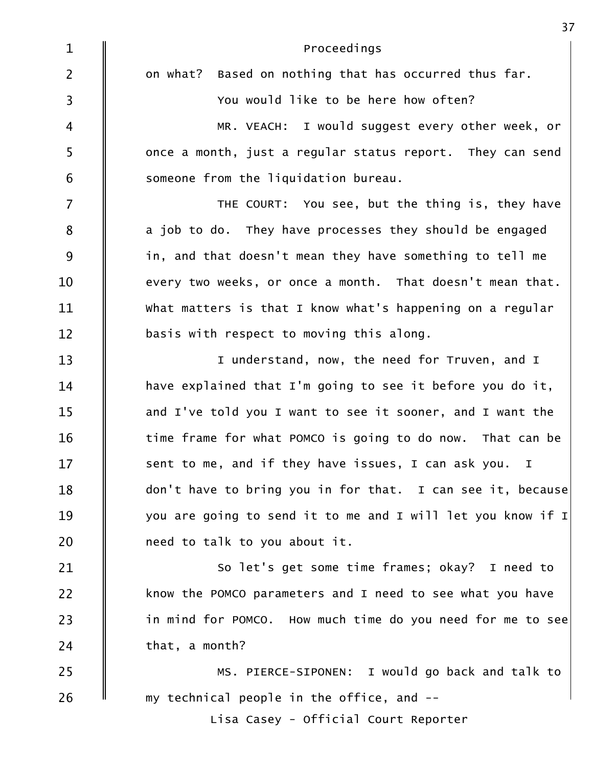on what? Based on nothing that has occurred thus far.

You would like to be here how often?

MR. VEACH: I would suggest every other week, or once a month, just a regular status report. They can send someone from the liquidation bureau.

THE COURT: You see, but the thing is, they have a job to do. They have processes they should be engaged in, and that doesn't mean they have something to tell me every two weeks, or once a month. That doesn't mean that. What matters is that I know what's happening on a regular basis with respect to moving this along.

I understand, now, the need for Truven, and I have explained that I'm going to see it before you do it, and I've told you I want to see it sooner, and I want the time frame for what POMCO is going to do now. That can be sent to me, and if they have issues, I can ask you. I don't have to bring you in for that. I can see it, because you are going to send it to me and I will let you know if I need to talk to you about it.

So let's get some time frames; okay? I need to know the POMCO parameters and I need to see what you have in mind for POMCO. How much time do you need for me to see that, a month?

MS. PIERCE-SIPONEN: I would go back and talk to my technical people in the office, and --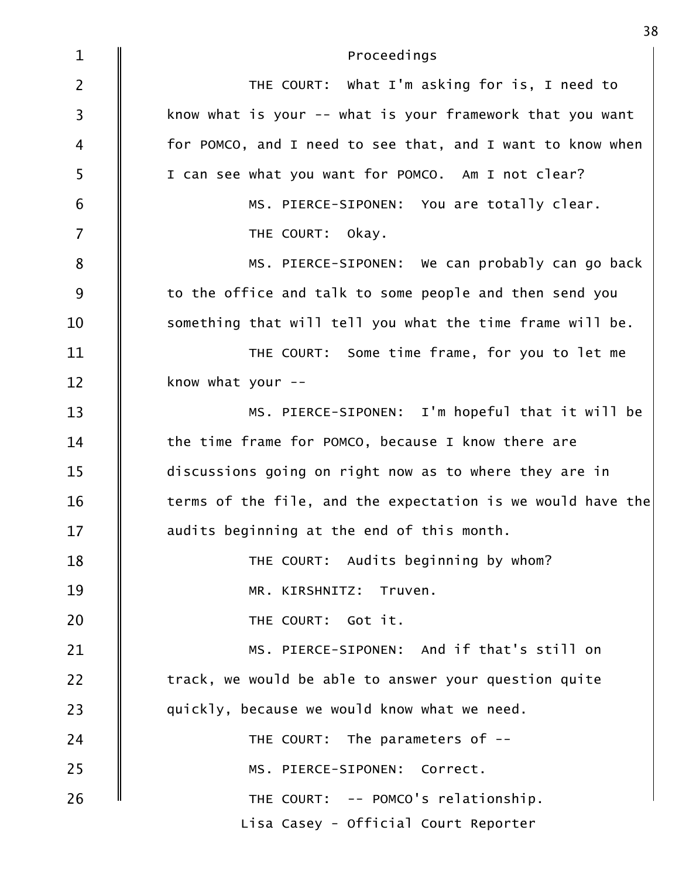Proceedings

THE COURT: What I'm asking for is, I need to know what is your -- what is your framework that you want for POMCO, and I need to see that, and I want to know when I can see what you want for POMCO. Am I not clear?

MS. PIERCE-SIPONEN: You are totally clear.

THE COURT: Okay.

MS. PIERCE-SIPONEN: We can probably can go back to the office and talk to some people and then send you something that will tell you what the time frame will be.

THE COURT: Some time frame, for you to let me know what your --

MS. PIERCE-SIPONEN: I'm hopeful that it will be the time frame for POMCO, because I know there are discussions going on right now as to where they are in terms of the file, and the expectation is we would have the audits beginning at the end of this month.

THE COURT: Audits beginning by whom?

MR. KIRSHNITZ: Truven.

THE COURT: Got it.

MS. PIERCE-SIPONEN: And if that's still on track, we would be able to answer your question quite quickly, because we would know what we need.

THE COURT: The parameters of --

MS. PIERCE-SIPONEN: Correct.

THE COURT: -- POMCO's relationship.

Lisa Casey - Official Court Reporter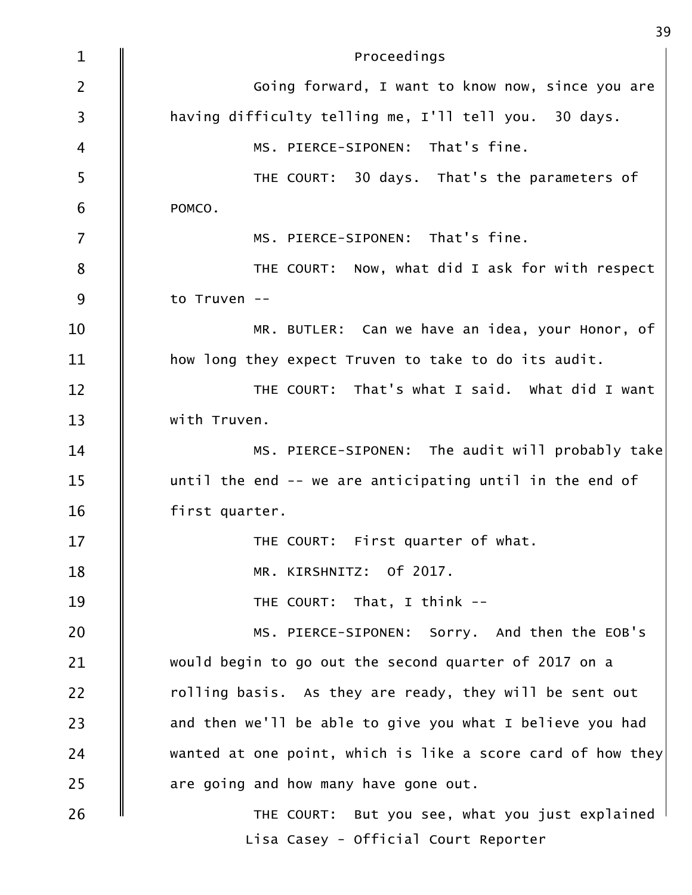Proceedings

Going forward, I want to know now, since you are having difficulty telling me, I'll tell you. 30 days.

MS. PIERCE-SIPONEN: That's fine.

THE COURT: 30 days. That's the parameters of POMCO.

MS. PIERCE-SIPONEN: That's fine.

THE COURT: Now, what did I ask for with respect to Truven --

MR. BUTLER: Can we have an idea, your Honor, of how long they expect Truven to take to do its audit.

THE COURT: That's what I said. What did I want with Truven.

MS. PIERCE-SIPONEN: The audit will probably take until the end -- we are anticipating until in the end of first quarter.

THE COURT: First quarter of what.

MR. KIRSHNITZ: Of 2017.

THE COURT: That, I think --

MS. PIERCE-SIPONEN: Sorry. And then the EOB's would begin to go out the second quarter of 2017 on a rolling basis. As they are ready, they will be sent out and then we'll be able to give you what I believe you had wanted at one point, which is like a score card of how they are going and how many have gone out.

THE COURT: But you see, what you just explained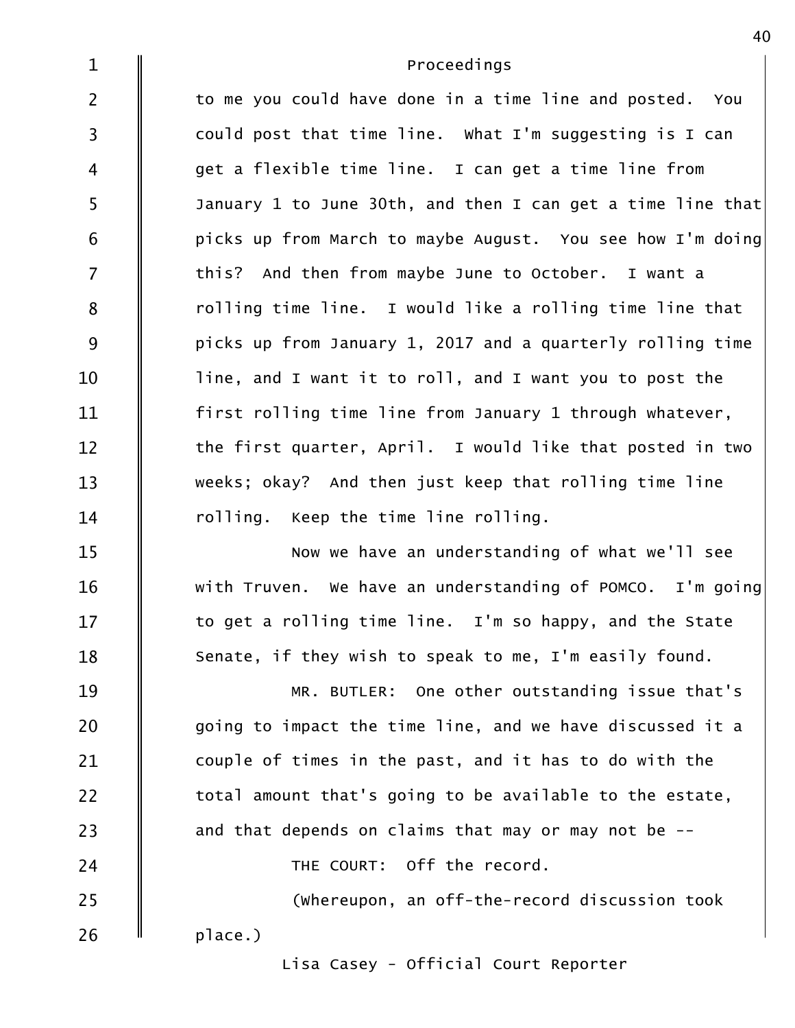Proceedings

to me you could have done in a time line and posted. You could post that time line. What I'm suggesting is I can get a flexible time line. I can get a time line from January 1 to June 30th, and then I can get a time line that picks up from March to maybe August. You see how I'm doing this? And then from maybe June to October. I want a rolling time line. I would like a rolling time line that picks up from January 1, 2017 and a quarterly rolling time line, and I want it to roll, and I want you to post the first rolling time line from January 1 through whatever, the first quarter, April. I would like that posted in two weeks; okay? And then just keep that rolling time line rolling. Keep the time line rolling.

Now we have an understanding of what we'll see with Truven. We have an understanding of POMCO. I'm going to get a rolling time line. I'm so happy, and the State Senate, if they wish to speak to me, I'm easily found.

MR. BUTLER: One other outstanding issue that's going to impact the time line, and we have discussed it a couple of times in the past, and it has to do with the total amount that's going to be available to the estate, and that depends on claims that may or may not be --

THE COURT: Off the record.

(Whereupon, an off-the-record discussion took place.)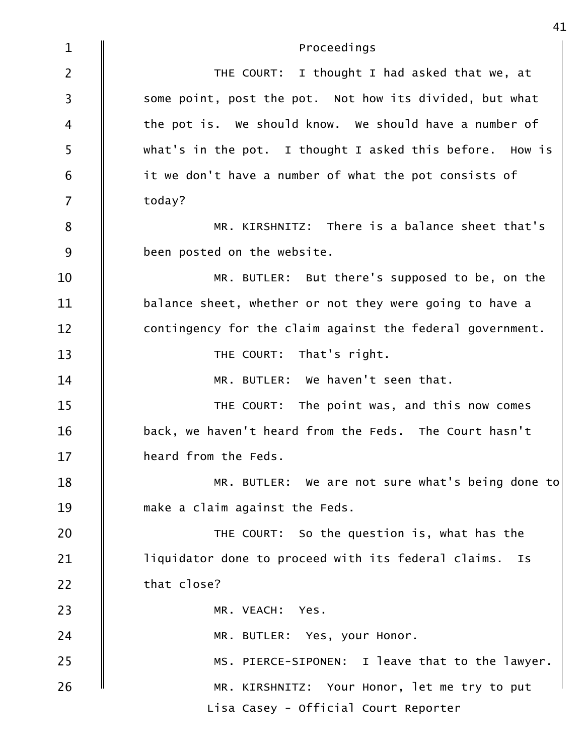Proceedings

THE COURT: I thought I had asked that we, at some point, post the pot. Not how its divided, but what the pot is. We should know. We should have a number of what's in the pot. I thought I asked this before. How is it we don't have a number of what the pot consists of today?

MR. KIRSHNITZ: There is a balance sheet that's been posted on the website.

MR. BUTLER: But there's supposed to be, on the balance sheet, whether or not they were going to have a contingency for the claim against the federal government.

THE COURT: That's right.

MR. BUTLER: We haven't seen that.

THE COURT: The point was, and this now comes back, we haven't heard from the Feds. The Court hasn't heard from the Feds.

MR. BUTLER: We are not sure what's being done to make a claim against the Feds.

THE COURT: So the question is, what has the liquidator done to proceed with its federal claims. Is that close?

MR. VEACH: Yes.

MR. BUTLER: Yes, your Honor.

MS. PIERCE-SIPONEN: I leave that to the lawyer.

MR. KIRSHNITZ: Your Honor, let me try to put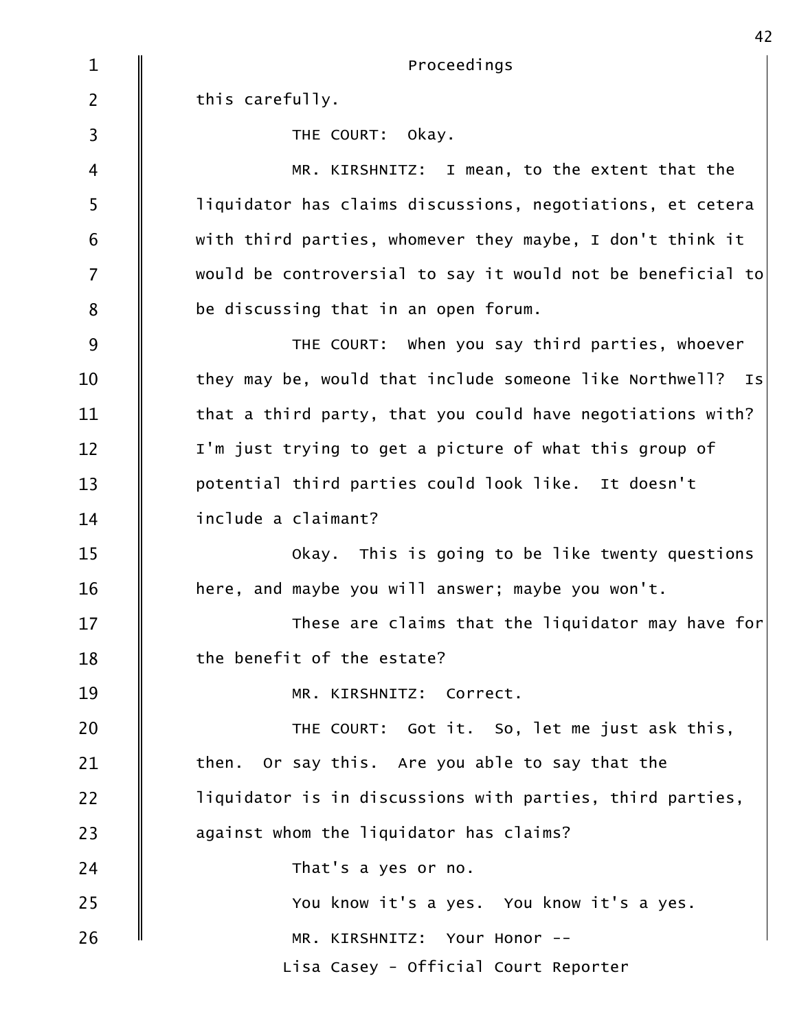this carefully.

THE COURT: Okay.

MR. KIRSHNITZ: I mean, to the extent that the liquidator has claims discussions, negotiations, et cetera with third parties, whomever they maybe, I don't think it would be controversial to say it would not be beneficial to be discussing that in an open forum.

THE COURT: When you say third parties, whoever they may be, would that include someone like Northwell? Is that a third party, that you could have negotiations with? I'm just trying to get a picture of what this group of potential third parties could look like. It doesn't include a claimant?

Okay. This is going to be like twenty questions here, and maybe you will answer; maybe you won't.

These are claims that the liquidator may have for the benefit of the estate?

MR. KIRSHNITZ: Correct.

THE COURT: Got it. So, let me just ask this, then. Or say this. Are you able to say that the liquidator is in discussions with parties, third parties, against whom the liquidator has claims?

That's a yes or no.

You know it's a yes. You know it's a yes.

MR. KIRSHNITZ: Your Honor --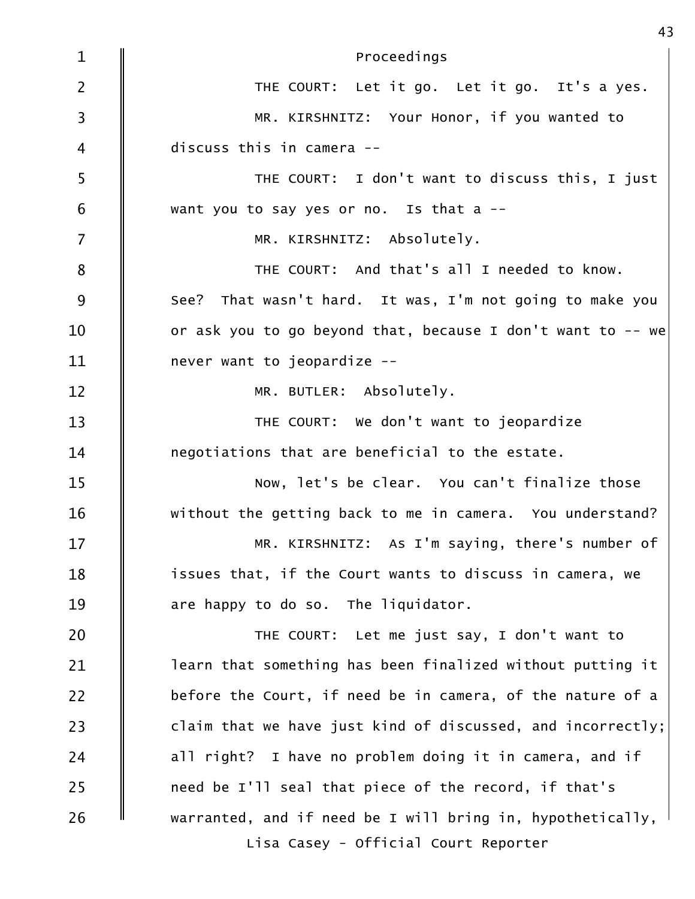Proceedings

THE COURT: Let it go. Let it go. It's a yes.

MR. KIRSHNITZ: Your Honor, if you wanted to discuss this in camera --

THE COURT: I don't want to discuss this, I just want you to say yes or no. Is that a --

MR. KIRSHNITZ: Absolutely.

THE COURT: And that's all I needed to know. See? That wasn't hard. It was, I'm not going to make you or ask you to go beyond that, because I don't want to -- we never want to jeopardize --

MR. BUTLER: Absolutely.

THE COURT: We don't want to jeopardize negotiations that are beneficial to the estate.

Now, let's be clear. You can't finalize those without the getting back to me in camera. You understand?

MR. KIRSHNITZ: As I'm saying, there's number of issues that, if the Court wants to discuss in camera, we are happy to do so. The liquidator.

THE COURT: Let me just say, I don't want to learn that something has been finalized without putting it before the Court, if need be in camera, of the nature of a claim that we have just kind of discussed, and incorrectly; all right? I have no problem doing it in camera, and if need be I'll seal that piece of the record, if that's warranted, and if need be I will bring in, hypothetically,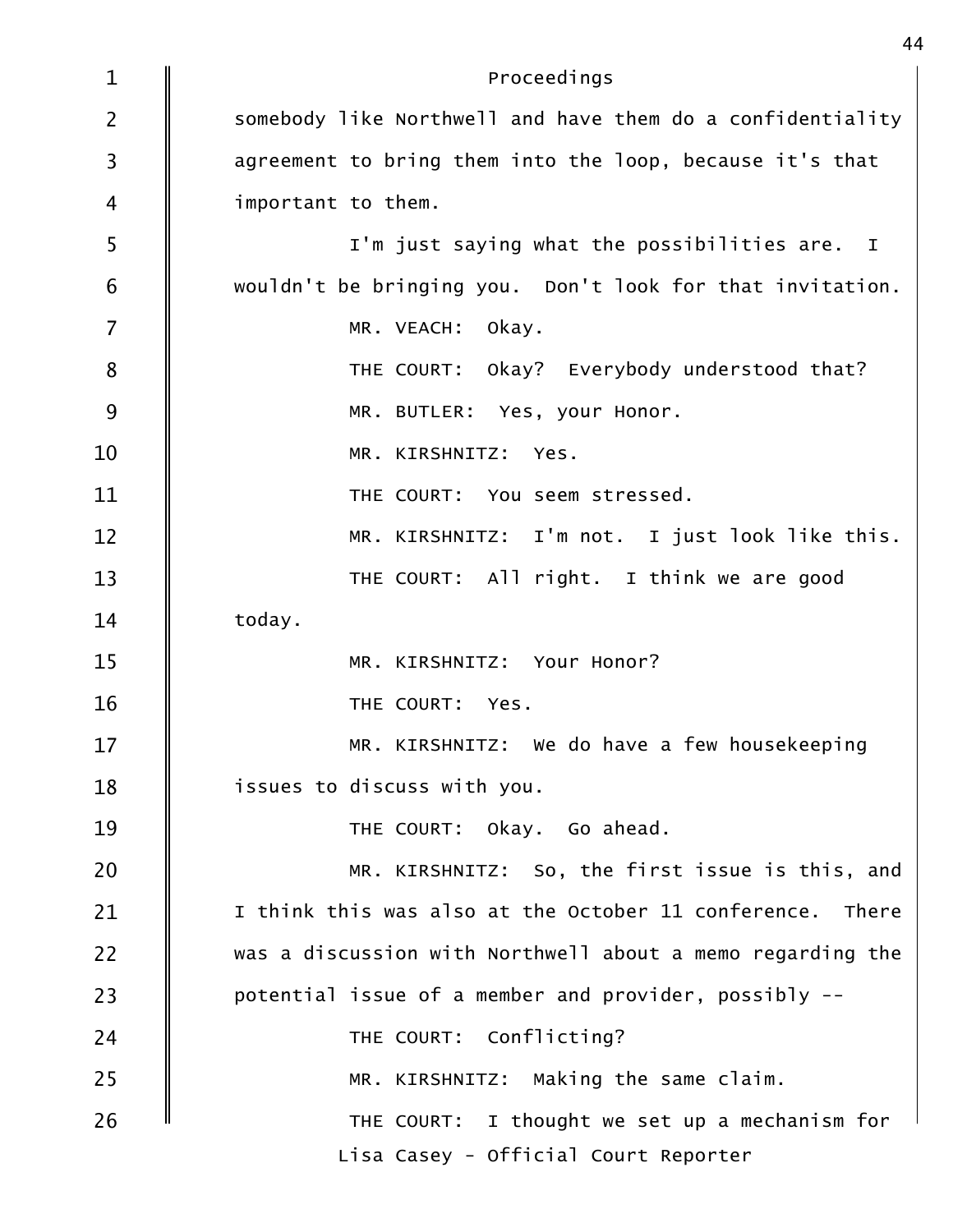Proceedings

somebody like Northwell and have them do a confidentiality agreement to bring them into the loop, because it's that important to them.

I'm just saying what the possibilities are. I wouldn't be bringing you. Don't look for that invitation.

MR. VEACH: Okay.

THE COURT: Okay? Everybody understood that?

MR. BUTLER: Yes, your Honor.

MR. KIRSHNITZ: Yes.

THE COURT: You seem stressed.

MR. KIRSHNITZ: I'm not. I just look like this.

THE COURT: All right. I think we are good today.

MR. KIRSHNITZ: Your Honor?

THE COURT: Yes.

MR. KIRSHNITZ: We do have a few housekeeping issues to discuss with you.

THE COURT: Okay. Go ahead.

MR. KIRSHNITZ: So, the first issue is this, and I think this was also at the October 11 conference. There was a discussion with Northwell about a memo regarding the potential issue of a member and provider, possibly --

THE COURT: Conflicting?

MR. KIRSHNITZ: Making the same claim.

THE COURT: I thought we set up a mechanism for

Lisa Casey - Official Court Reporter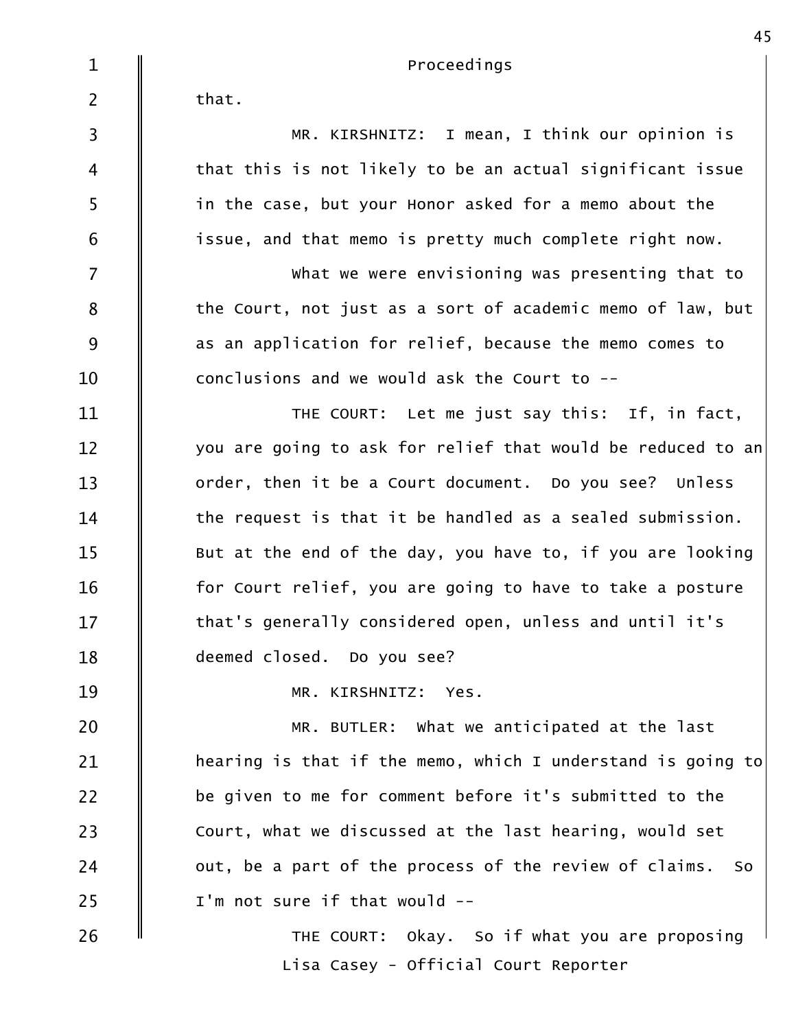that.

MR. KIRSHNITZ: I mean, I think our opinion is that this is not likely to be an actual significant issue in the case, but your Honor asked for a memo about the issue, and that memo is pretty much complete right now.

What we were envisioning was presenting that to the Court, not just as a sort of academic memo of law, but as an application for relief, because the memo comes to conclusions and we would ask the Court to --

THE COURT: Let me just say this: If, in fact, you are going to ask for relief that would be reduced to an order, then it be a Court document. Do you see? Unless the request is that it be handled as a sealed submission. But at the end of the day, you have to, if you are looking for Court relief, you are going to have to take a posture that's generally considered open, unless and until it's deemed closed. Do you see?

MR. KIRSHNITZ: Yes.

MR. BUTLER: What we anticipated at the last hearing is that if the memo, which I understand is going to be given to me for comment before it's submitted to the Court, what we discussed at the last hearing, would set out, be a part of the process of the review of claims. So I'm not sure if that would --

THE COURT: Okay. So if what you are proposing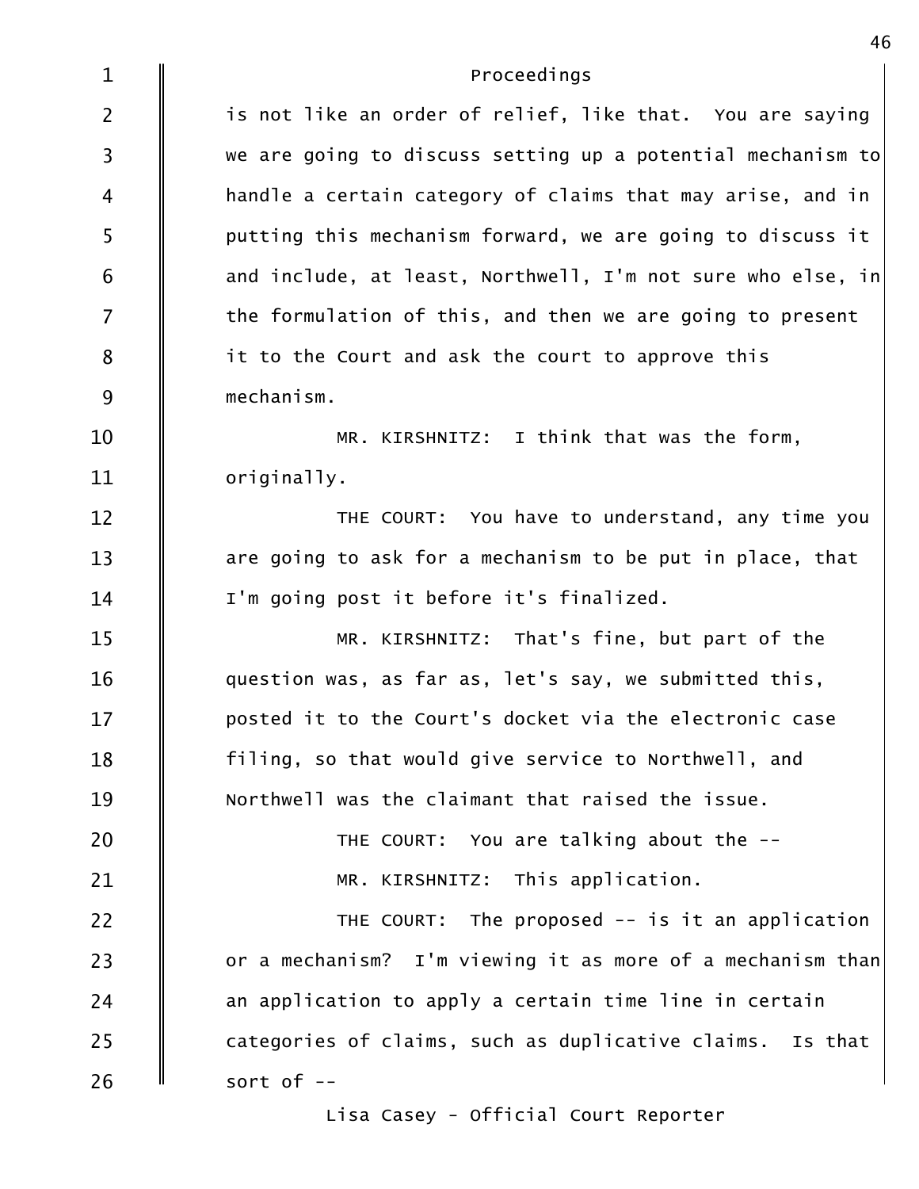Proceedings

is not like an order of relief, like that. You are saying we are going to discuss setting up a potential mechanism to handle a certain category of claims that may arise, and in putting this mechanism forward, we are going to discuss it and include, at least, Northwell, I'm not sure who else, in the formulation of this, and then we are going to present it to the Court and ask the court to approve this mechanism.

MR. KIRSHNITZ: I think that was the form, originally.

THE COURT: You have to understand, any time you are going to ask for a mechanism to be put in place, that I'm going post it before it's finalized.

MR. KIRSHNITZ: That's fine, but part of the question was, as far as, let's say, we submitted this, posted it to the Court's docket via the electronic case filing, so that would give service to Northwell, and Northwell was the claimant that raised the issue.

THE COURT: You are talking about the --

MR. KIRSHNITZ: This application.

THE COURT: The proposed -- is it an application or a mechanism? I'm viewing it as more of a mechanism than an application to apply a certain time line in certain categories of claims, such as duplicative claims. Is that sort of --

Lisa Casey - Official Court Reporter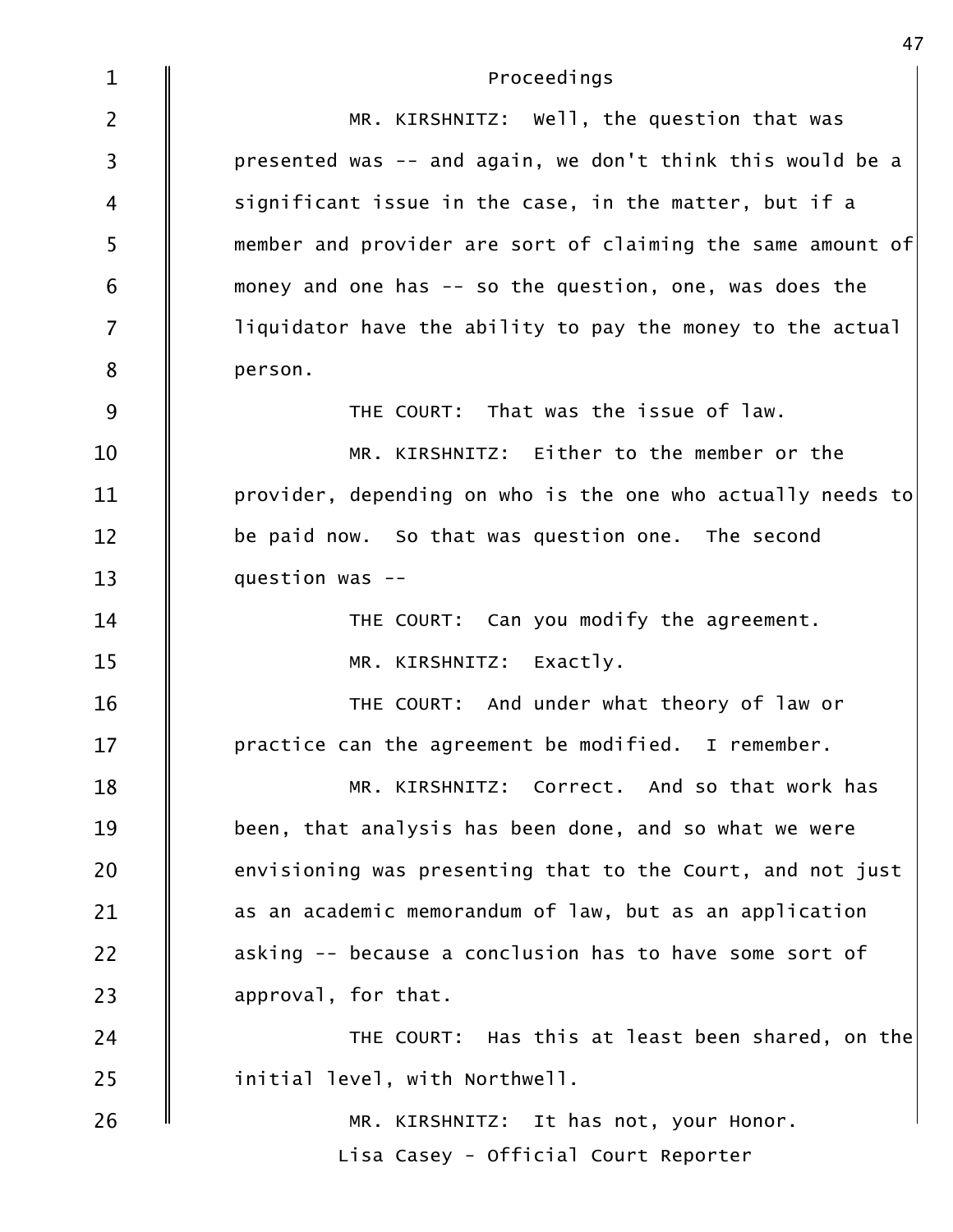Proceedings

MR. KIRSHNITZ: Well, the question that was presented was -- and again, we don't think this would be a significant issue in the case, in the matter, but if a member and provider are sort of claiming the same amount of money and one has -- so the question, one, was does the liquidator have the ability to pay the money to the actual person.

THE COURT: That was the issue of law.

MR. KIRSHNITZ: Either to the member or the provider, depending on who is the one who actually needs to be paid now. So that was question one. The second question was --

THE COURT: Can you modify the agreement.

MR. KIRSHNITZ: Exactly.

THE COURT: And under what theory of law or practice can the agreement be modified. I remember.

MR. KIRSHNITZ: Correct. And so that work has been, that analysis has been done, and so what we were envisioning was presenting that to the Court, and not just as an academic memorandum of law, but as an application asking -- because a conclusion has to have some sort of approval, for that.

THE COURT: Has this at least been shared, on the initial level, with Northwell.

MR. KIRSHNITZ: It has not, your Honor.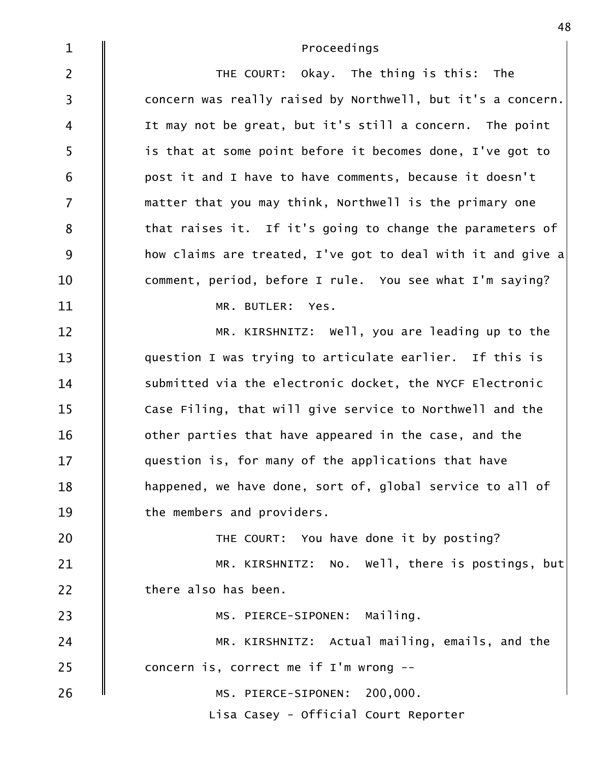Proceedings

THE COURT: Okay. The thing is this: The concern was really raised by Northwell, but it's a concern. It may not be great, but it's still a concern. The point is that at some point before it becomes done, I've got to post it and I have to have comments, because it doesn't matter that you may think, Northwell is the primary one that raises it. If it's going to change the parameters of how claims are treated, I've got to deal with it and give a comment, period, before I rule. You see what I'm saying?

MR. BUTLER: Yes.

MR. KIRSHNITZ: Well, you are leading up to the question I was trying to articulate earlier. If this is submitted via the electronic docket, the NYCF Electronic Case Filing, that will give service to Northwell and the other parties that have appeared in the case, and the question is, for many of the applications that have happened, we have done, sort of, global service to all of the members and providers.

THE COURT: You have done it by posting?

MR. KIRSHNITZ: No. Well, there is postings, but there also has been.

MS. PIERCE-SIPONEN: Mailing.

MR. KIRSHNITZ: Actual mailing, emails, and the concern is, correct me if I'm wrong --

MS. PIERCE-SIPONEN: 200,000.

Lisa Casey - Official Court Reporter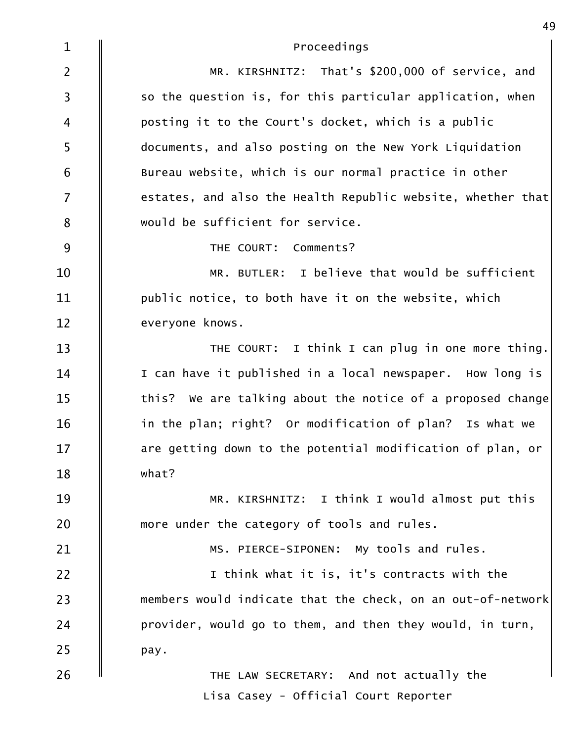Proceedings

MR. KIRSHNITZ: That's $200,000 of service, and so the question is, for this particular application, when posting it to the Court's docket, which is a public documents, and also posting on the New York Liquidation Bureau website, which is our normal practice in other estates, and also the Health Republic website, whether that would be sufficient for service.

THE COURT: Comments?

MR. BUTLER: I believe that would be sufficient public notice, to both have it on the website, which everyone knows.

THE COURT: I think I can plug in one more thing. I can have it published in a local newspaper. How long is this? We are talking about the notice of a proposed change in the plan; right? Or modification of plan? Is what we are getting down to the potential modification of plan, or what?

MR. KIRSHNITZ: I think I would almost put this more under the category of tools and rules.

MS. PIERCE-SIPONEN: My tools and rules.

I think what it is, it's contracts with the members would indicate that the check, on an out-of-network provider, would go to them, and then they would, in turn, pay.

THE LAW SECRETARY: And not actually the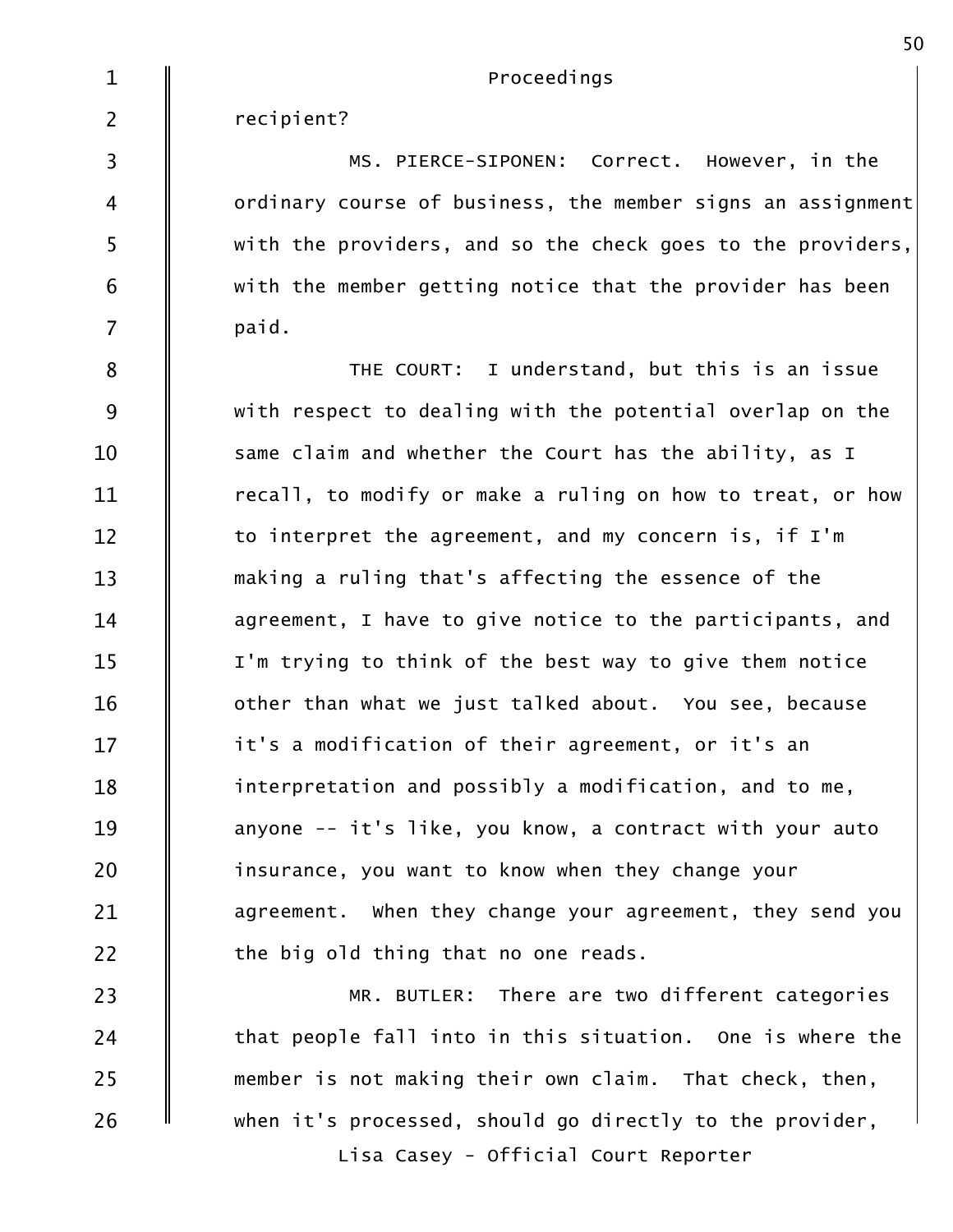Proceedings

recipient?

MS. PIERCE-SIPONEN: Correct. However, in the ordinary course of business, the member signs an assignment with the providers, and so the check goes to the providers, with the member getting notice that the provider has been paid.

THE COURT: I understand, but this is an issue with respect to dealing with the potential overlap on the same claim and whether the Court has the ability, as I recall, to modify or make a ruling on how to treat, or how to interpret the agreement, and my concern is, if I'm making a ruling that's affecting the essence of the agreement, I have to give notice to the participants, and I'm trying to think of the best way to give them notice other than what we just talked about. You see, because it's a modification of their agreement, or it's an interpretation and possibly a modification, and to me, anyone -- it's like, you know, a contract with your auto insurance, you want to know when they change your agreement. When they change your agreement, they send you the big old thing that no one reads.

MR. BUTLER: There are two different categories that people fall into in this situation. One is where the member is not making their own claim. That check, then, when it's processed, should go directly to the provider,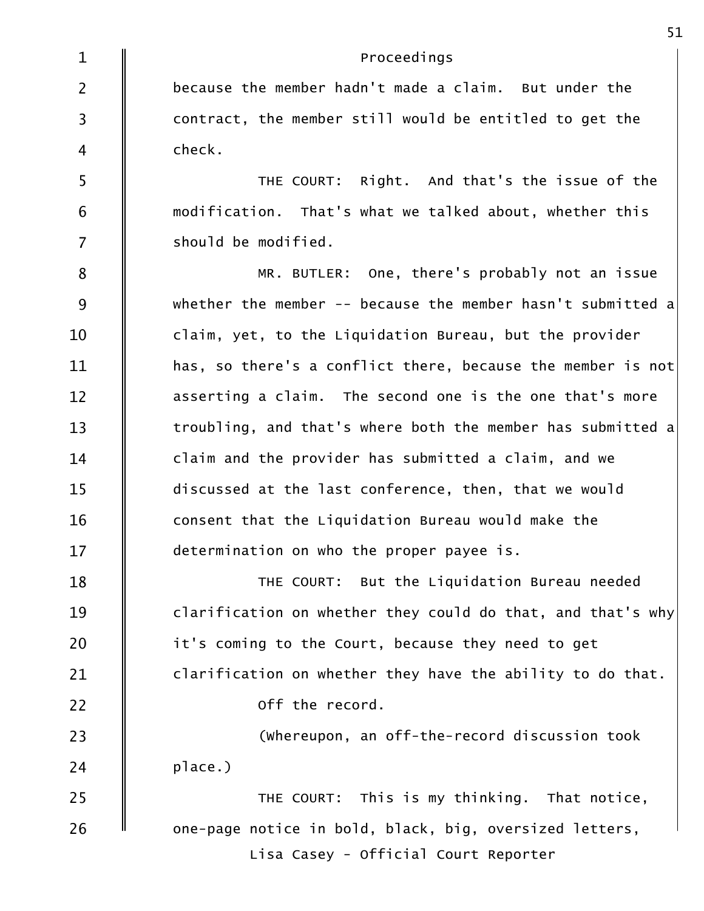because the member hadn't made a claim. But under the contract, the member still would be entitled to get the check.

THE COURT: Right. And that's the issue of the modification. That's what we talked about, whether this should be modified.

MR. BUTLER: One, there's probably not an issue whether the member -- because the member hasn't submitted a claim, yet, to the Liquidation Bureau, but the provider has, so there's a conflict there, because the member is not asserting a claim. The second one is the one that's more troubling, and that's where both the member has submitted a claim and the provider has submitted a claim, and we discussed at the last conference, then, that we would consent that the Liquidation Bureau would make the determination on who the proper payee is.

THE COURT: But the Liquidation Bureau needed clarification on whether they could do that, and that's why it's coming to the Court, because they need to get clarification on whether they have the ability to do that.

Off the record.

(Whereupon, an off-the-record discussion took place.)

THE COURT: This is my thinking. That notice, one-page notice in bold, black, big, oversized letters,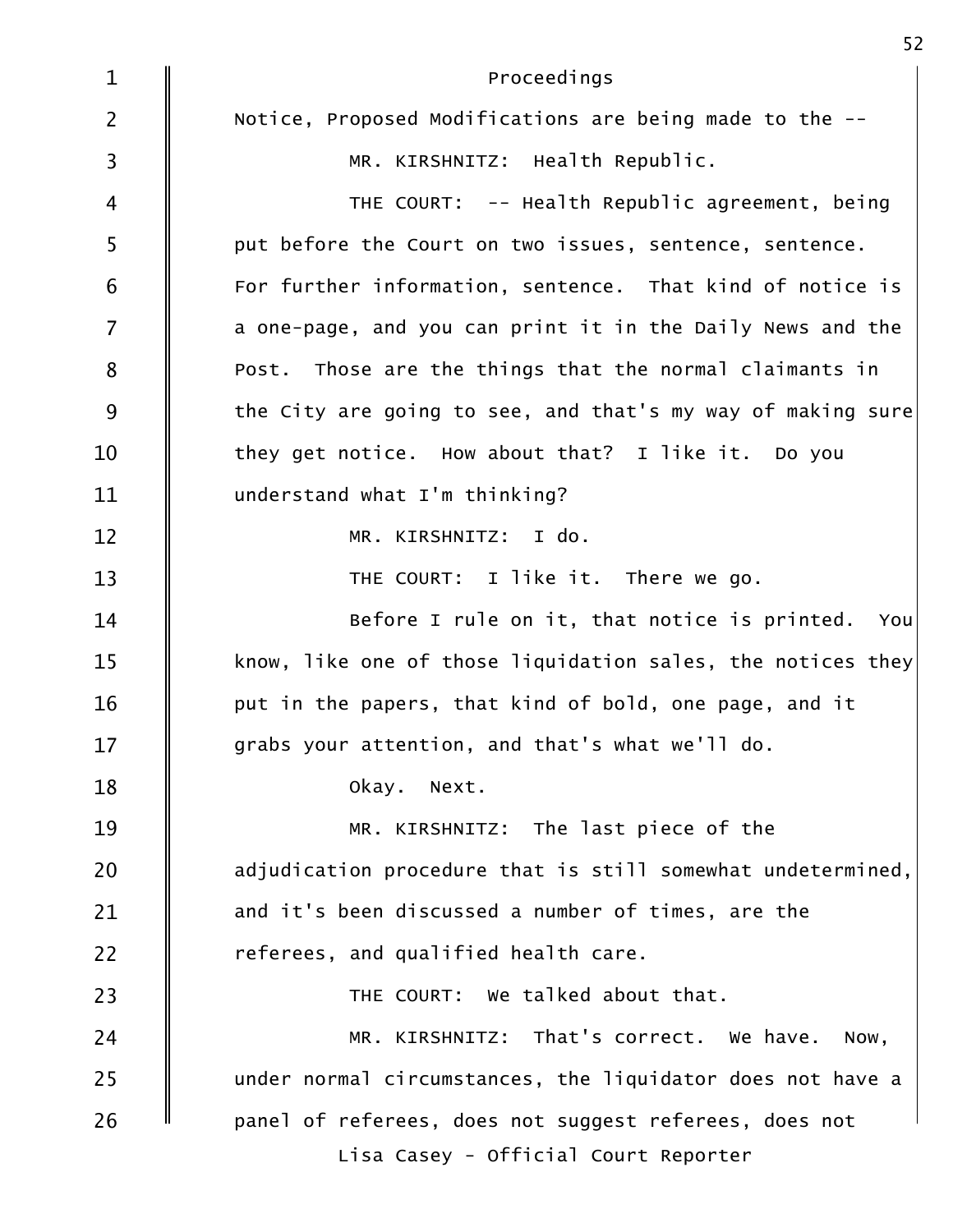Proceedings

Notice, Proposed Modifications are being made to the --

MR. KIRSHNITZ: Health Republic.

THE COURT: -- Health Republic agreement, being put before the Court on two issues, sentence, sentence. For further information, sentence. That kind of notice is a one-page, and you can print it in the Daily News and the Post. Those are the things that the normal claimants in the City are going to see, and that's my way of making sure they get notice. How about that? I like it. Do you understand what I'm thinking?

MR. KIRSHNITZ: I do.

THE COURT: I like it. There we go.

Before I rule on it, that notice is printed. You know, like one of those liquidation sales, the notices they put in the papers, that kind of bold, one page, and it grabs your attention, and that's what we'll do.

Okay. Next.

MR. KIRSHNITZ: The last piece of the adjudication procedure that is still somewhat undetermined, and it's been discussed a number of times, are the referees, and qualified health care.

THE COURT: We talked about that.

MR. KIRSHNITZ: That's correct. We have. Now, under normal circumstances, the liquidator does not have a panel of referees, does not suggest referees, does not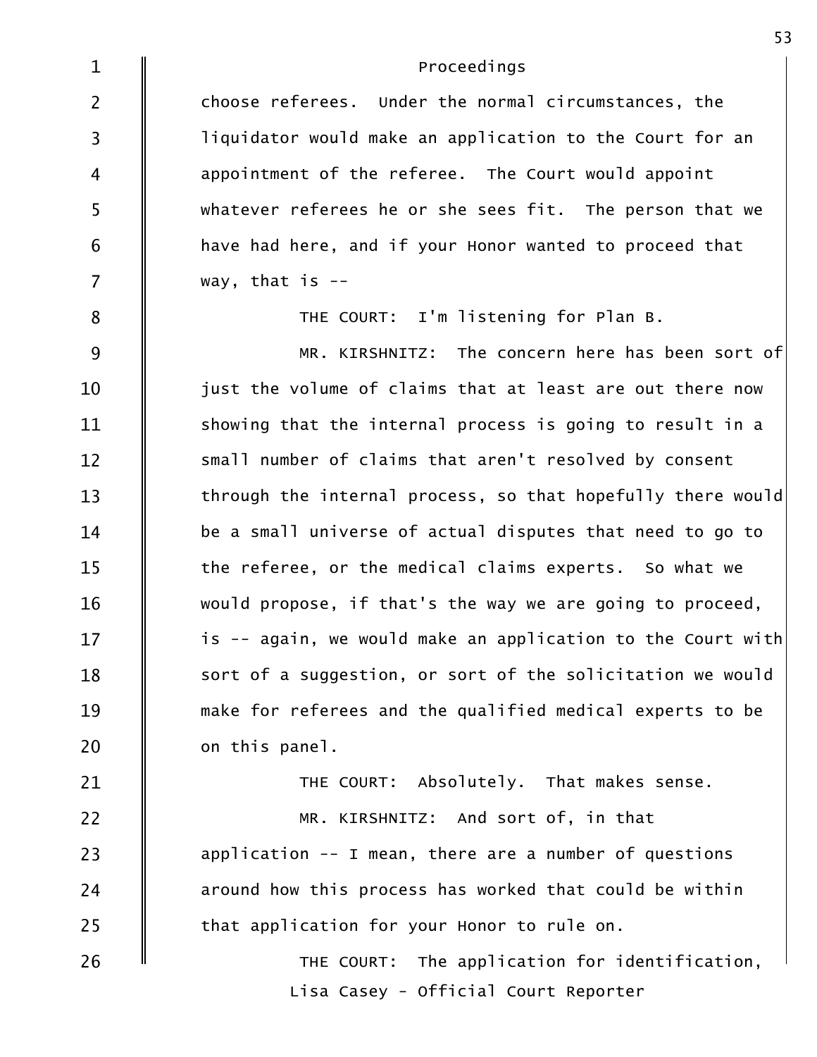Proceedings

choose referees. Under the normal circumstances, the liquidator would make an application to the Court for an appointment of the referee. The Court would appoint whatever referees he or she sees fit. The person that we have had here, and if your Honor wanted to proceed that way, that is --

THE COURT: I'm listening for Plan B.

MR. KIRSHNITZ: The concern here has been sort of just the volume of claims that at least are out there now showing that the internal process is going to result in a small number of claims that aren't resolved by consent through the internal process, so that hopefully there would be a small universe of actual disputes that need to go to the referee, or the medical claims experts. So what we would propose, if that's the way we are going to proceed, is -- again, we would make an application to the Court with sort of a suggestion, or sort of the solicitation we would make for referees and the qualified medical experts to be on this panel.

THE COURT: Absolutely. That makes sense.

MR. KIRSHNITZ: And sort of, in that application -- I mean, there are a number of questions around how this process has worked that could be within that application for your Honor to rule on.

THE COURT: The application for identification,

Lisa Casey - Official Court Reporter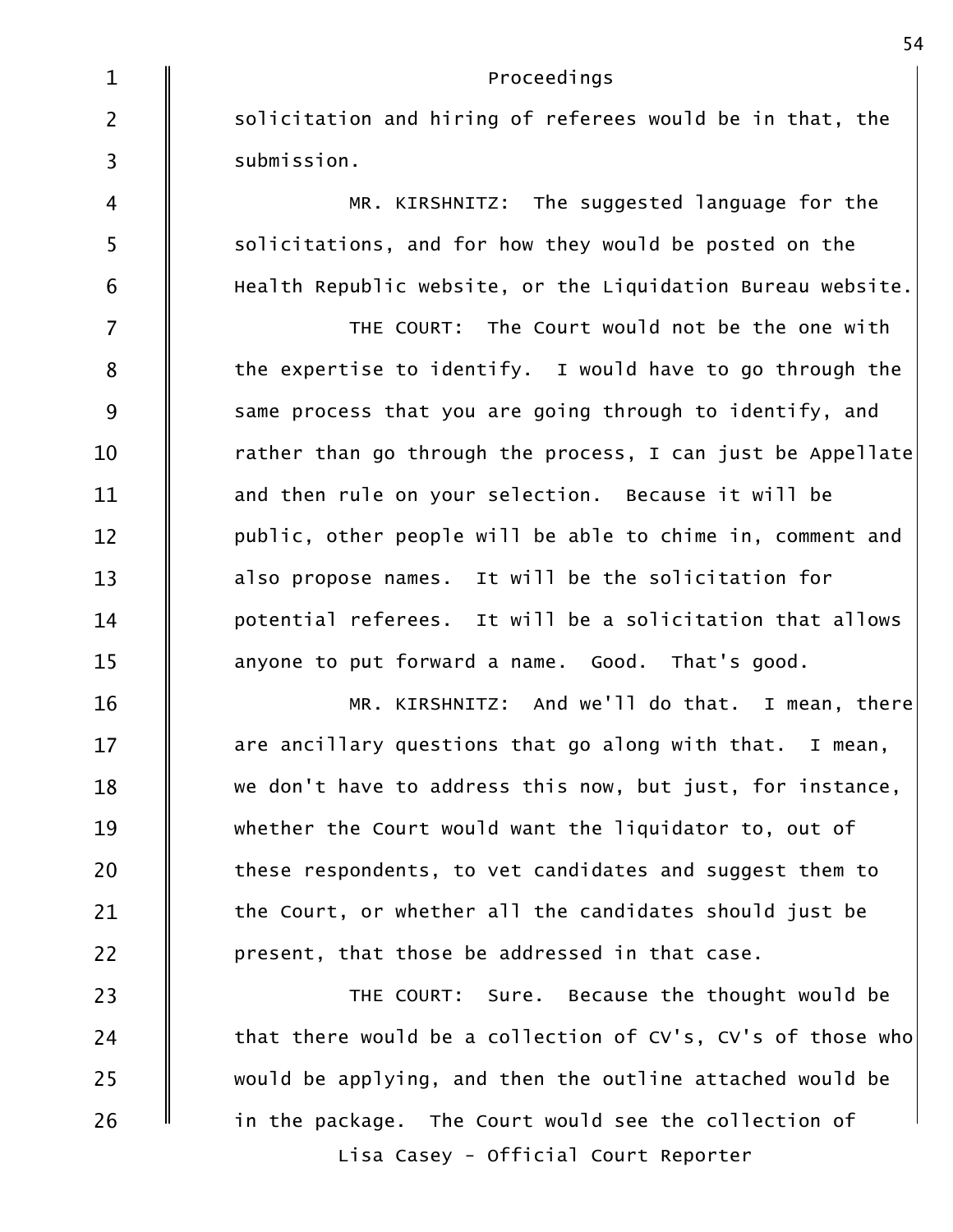Proceedings

solicitation and hiring of referees would be in that, the submission.

MR. KIRSHNITZ: The suggested language for the solicitations, and for how they would be posted on the Health Republic website, or the Liquidation Bureau website.

THE COURT: The Court would not be the one with the expertise to identify. I would have to go through the same process that you are going through to identify, and rather than go through the process, I can just be Appellate and then rule on your selection. Because it will be public, other people will be able to chime in, comment and also propose names. It will be the solicitation for potential referees. It will be a solicitation that allows anyone to put forward a name. Good. That's good.

MR. KIRSHNITZ: And we'll do that. I mean, there are ancillary questions that go along with that. I mean, we don't have to address this now, but just, for instance, whether the Court would want the liquidator to, out of these respondents, to vet candidates and suggest them to the Court, or whether all the candidates should just be present, that those be addressed in that case.

THE COURT: Sure. Because the thought would be that there would be a collection of CV's, CV's of those who would be applying, and then the outline attached would be in the package. The Court would see the collection of

Lisa Casey - Official Court Reporter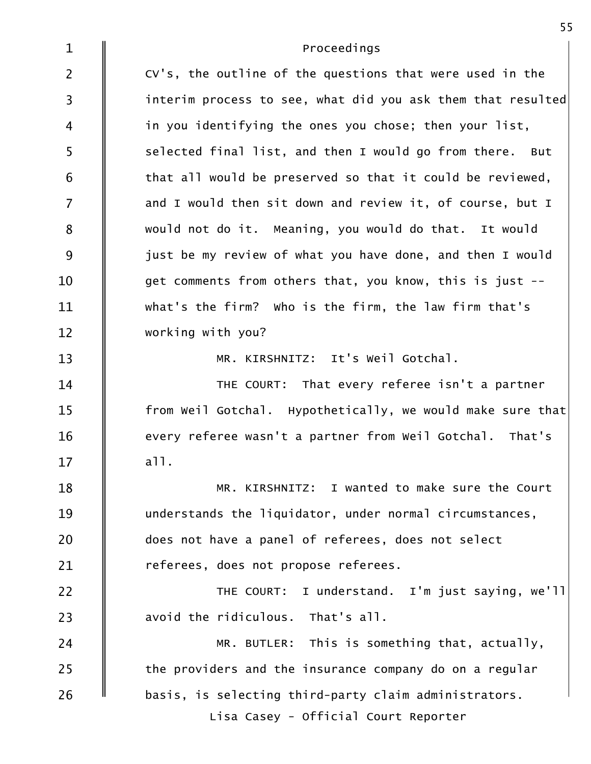Proceedings

CV's, the outline of the questions that were used in the interim process to see, what did you ask them that resulted in you identifying the ones you chose; then your list, selected final list, and then I would go from there. But that all would be preserved so that it could be reviewed, and I would then sit down and review it, of course, but I would not do it. Meaning, you would do that. It would just be my review of what you have done, and then I would get comments from others that, you know, this is just -- what's the firm? Who is the firm, the law firm that's working with you?

MR. KIRSHNITZ: It's Weil Gotchal.

THE COURT: That every referee isn't a partner from Weil Gotchal. Hypothetically, we would make sure that every referee wasn't a partner from Weil Gotchal. That's all.

MR. KIRSHNITZ: I wanted to make sure the Court understands the liquidator, under normal circumstances, does not have a panel of referees, does not select referees, does not propose referees.

THE COURT: I understand. I'm just saying, we'll avoid the ridiculous. That's all.

MR. BUTLER: This is something that, actually, the providers and the insurance company do on a regular basis, is selecting third-party claim administrators.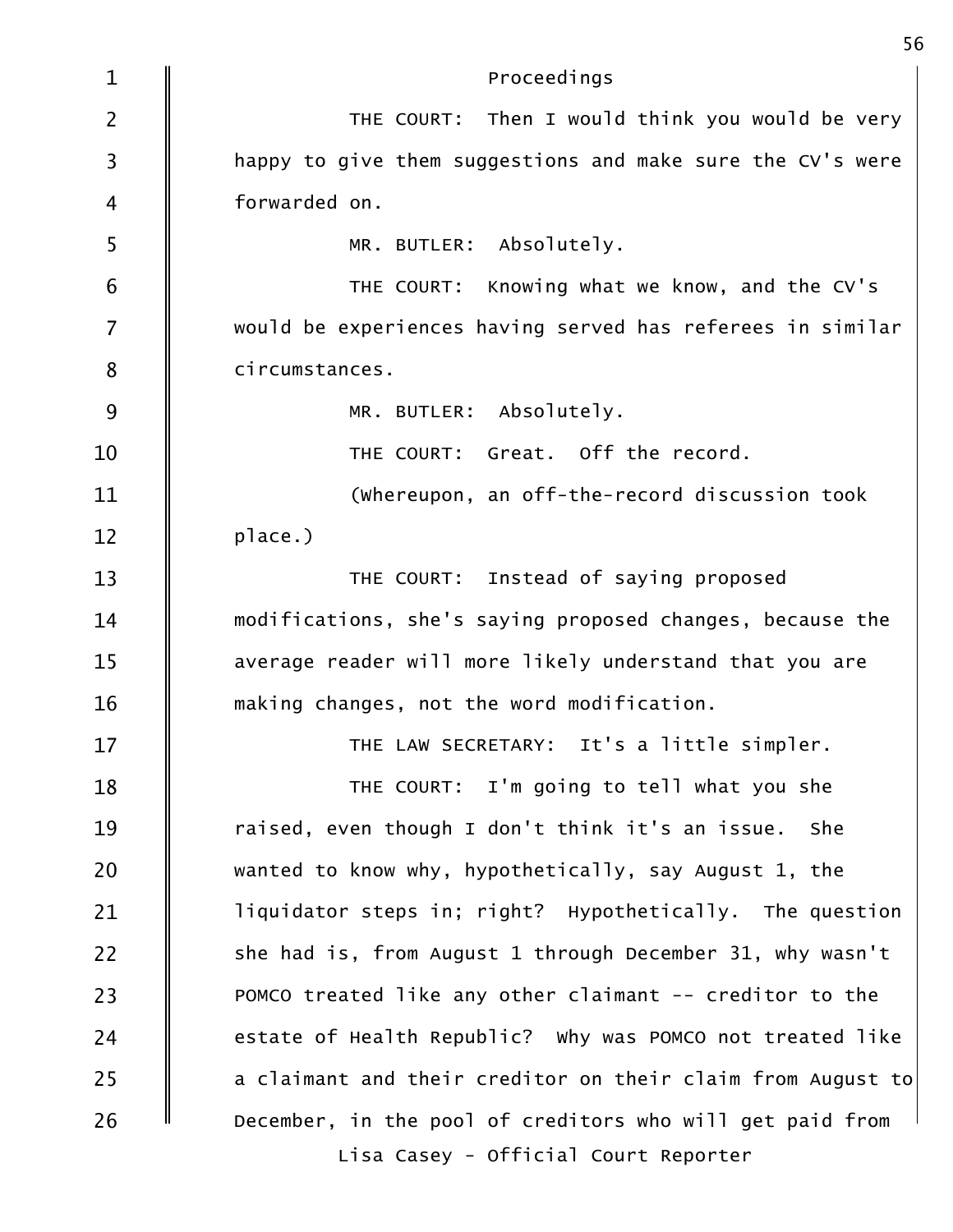Proceedings

THE COURT: Then I would think you would be very happy to give them suggestions and make sure the CV's were forwarded on.

MR. BUTLER: Absolutely.

THE COURT: Knowing what we know, and the CV's would be experiences having served has referees in similar circumstances.

MR. BUTLER: Absolutely.

THE COURT: Great. Off the record.

(Whereupon, an off-the-record discussion took place.)

THE COURT: Instead of saying proposed modifications, she's saying proposed changes, because the average reader will more likely understand that you are making changes, not the word modification.

THE LAW SECRETARY: It's a little simpler.

THE COURT: I'm going to tell what you she raised, even though I don't think it's an issue. She wanted to know why, hypothetically, say August 1, the liquidator steps in; right? Hypothetically. The question she had is, from August 1 through December 31, why wasn't POMCO treated like any other claimant -- creditor to the estate of Health Republic? Why was POMCO not treated like a claimant and their creditor on their claim from August to December, in the pool of creditors who will get paid from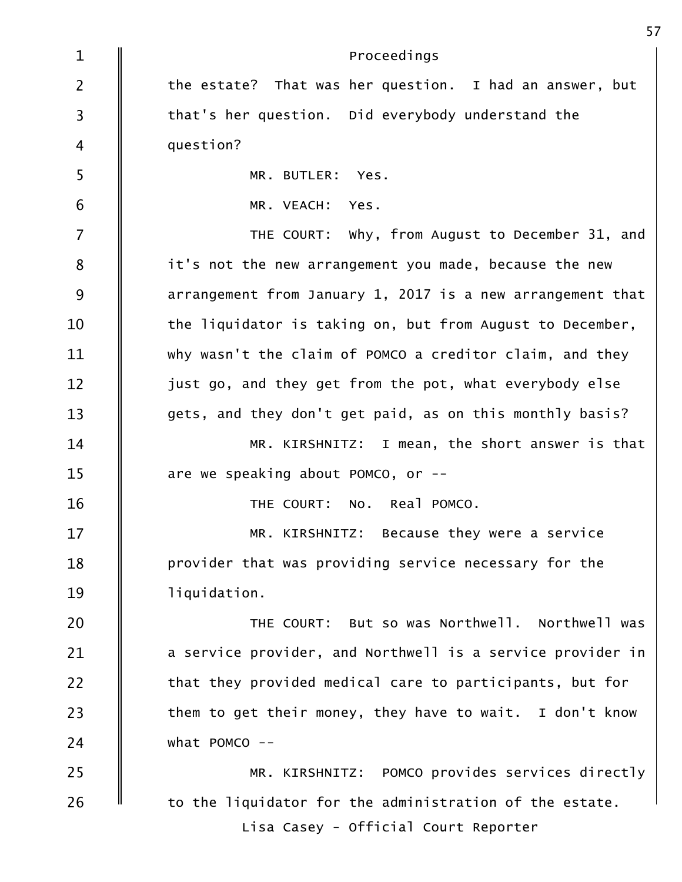Proceedings

the estate? That was her question. I had an answer, but that's her question. Did everybody understand the question?

MR. BUTLER: Yes.

MR. VEACH: Yes.

THE COURT: Why, from August to December 31, and it's not the new arrangement you made, because the new arrangement from January 1, 2017 is a new arrangement that the liquidator is taking on, but from August to December, why wasn't the claim of POMCO a creditor claim, and they just go, and they get from the pot, what everybody else gets, and they don't get paid, as on this monthly basis?

MR. KIRSHNITZ: I mean, the short answer is that are we speaking about POMCO, or --

THE COURT: No. Real POMCO.

MR. KIRSHNITZ: Because they were a service provider that was providing service necessary for the liquidation.

THE COURT: But so was Northwell. Northwell was a service provider, and Northwell is a service provider in that they provided medical care to participants, but for them to get their money, they have to wait. I don't know what POMCO --

MR. KIRSHNITZ: POMCO provides services directly to the liquidator for the administration of the estate.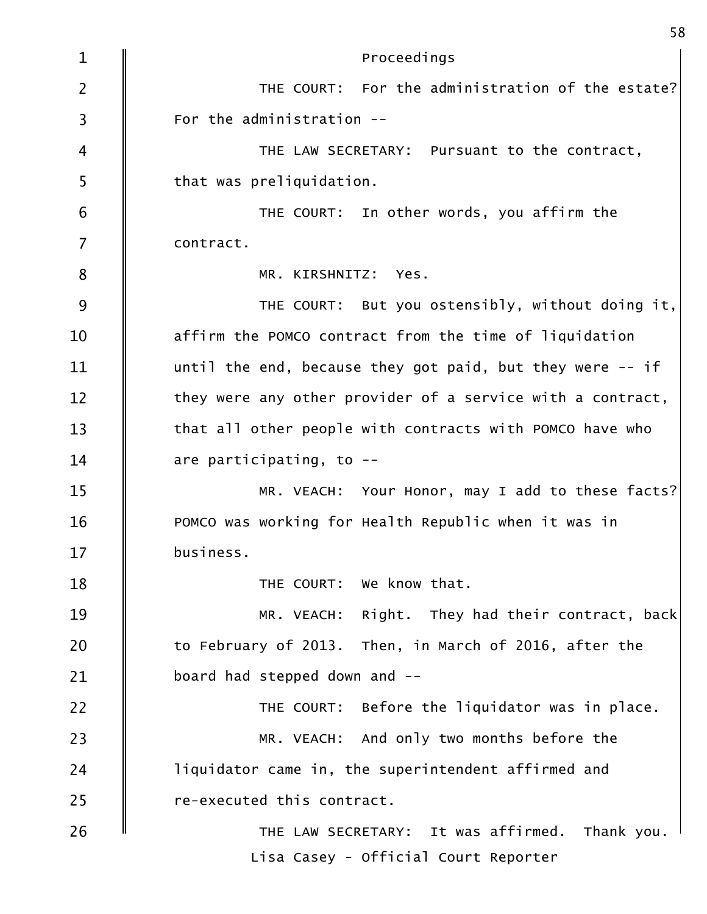Proceedings

THE COURT: For the administration of the estate? For the administration --

THE LAW SECRETARY: Pursuant to the contract, that was preliquidation.

THE COURT: In other words, you affirm the contract.

MR. KIRSHNITZ: Yes.

THE COURT: But you ostensibly, without doing it, affirm the POMCO contract from the time of liquidation until the end, because they got paid, but they were -- if they were any other provider of a service with a contract, that all other people with contracts with POMCO have who are participating, to --

MR. VEACH: Your Honor, may I add to these facts? POMCO was working for Health Republic when it was in business.

THE COURT: We know that.

MR. VEACH: Right. They had their contract, back to February of 2013. Then, in March of 2016, after the board had stepped down and --

THE COURT: Before the liquidator was in place.

MR. VEACH: And only two months before the liquidator came in, the superintendent affirmed and re-executed this contract.

THE LAW SECRETARY: It was affirmed. Thank you.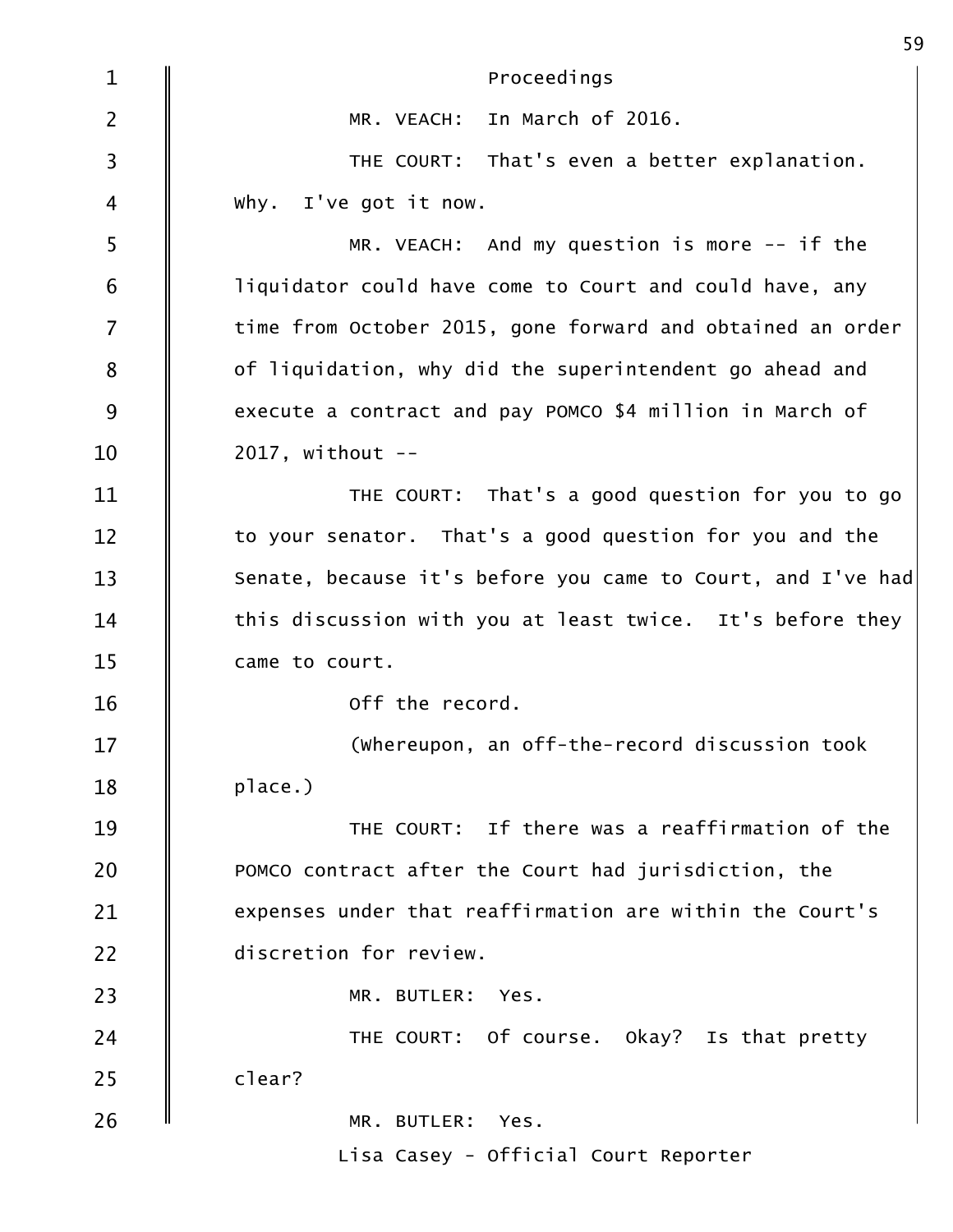Proceedings

MR. VEACH: In March of 2016.

THE COURT: That's even a better explanation. Why. I've got it now.

MR. VEACH: And my question is more -- if the liquidator could have come to Court and could have, any time from October 2015, gone forward and obtained an order of liquidation, why did the superintendent go ahead and execute a contract and pay POMCO $4 million in March of 2017, without --

THE COURT: That's a good question for you to go to your senator. That's a good question for you and the Senate, because it's before you came to Court, and I've had this discussion with you at least twice. It's before they came to court.

Off the record.

(Whereupon, an off-the-record discussion took place.)

THE COURT: If there was a reaffirmation of the POMCO contract after the Court had jurisdiction, the expenses under that reaffirmation are within the Court's discretion for review.

MR. BUTLER: Yes.

THE COURT: Of course. Okay? Is that pretty clear?

MR. BUTLER: Yes.

Lisa Casey - Official Court Reporter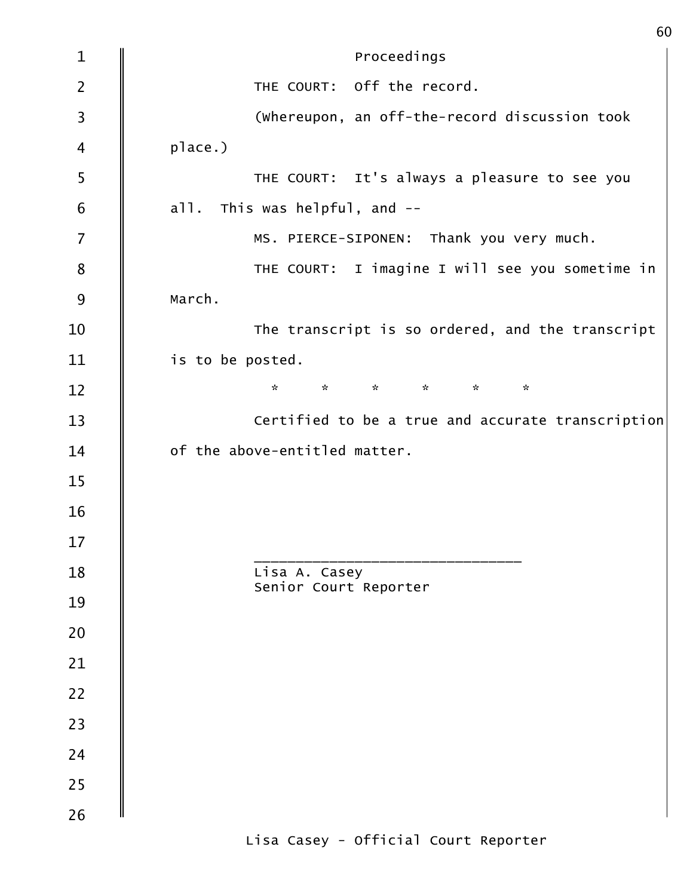Proceedings

THE COURT: Off the record.

(Whereupon, an off-the-record discussion took place.)

THE COURT: It's always a pleasure to see you all. This was helpful, and --

MS. PIERCE-SIPONEN: Thank you very much.

THE COURT: I imagine I will see you sometime in March.

The transcript is so ordered, and the transcript is to be posted.

\* \* \* \* \* \*

Certified to be a true and accurate transcription of the above-entitled matter.

_______________________________
Lisa A. Casey
Senior Court Reporter